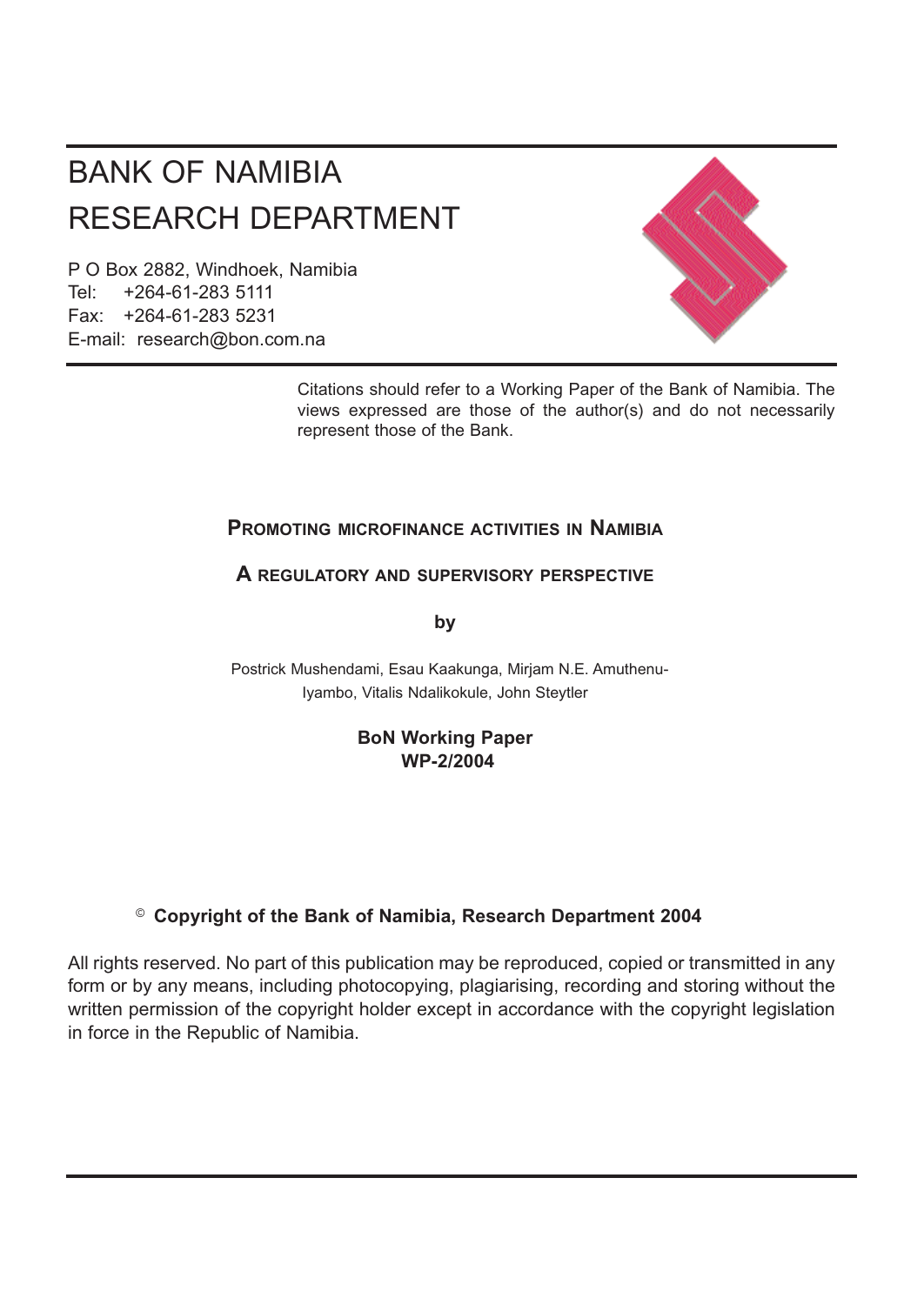# BANK OF NAMIBIA
# RESEARCH DEPARTMENT

P O Box 2882, Windhoek, Namibia
Tel: +264-61-283 5111
Fax: +264-61-283 5231
E-mail: research@bon.com.na

Citations should refer to a Working Paper of the Bank of Namibia. The views expressed are those of the author(s) and do not necessarily represent those of the Bank.

## PROMOTING MICROFINANCE ACTIVITIES IN NAMIBIA

### A REGULATORY AND SUPERVISORY PERSPECTIVE

**by**

Postrick Mushendami, Esau Kaakunga, Mirjam N.E. Amuthenu-Iyambo, Vitalis Ndalikokule, John Steytler

**BoN Working Paper**
**WP-2/2004**

© **Copyright of the Bank of Namibia, Research Department 2004**

All rights reserved. No part of this publication may be reproduced, copied or transmitted in any form or by any means, including photocopying, plagiarising, recording and storing without the written permission of the copyright holder except in accordance with the copyright legislation in force in the Republic of Namibia.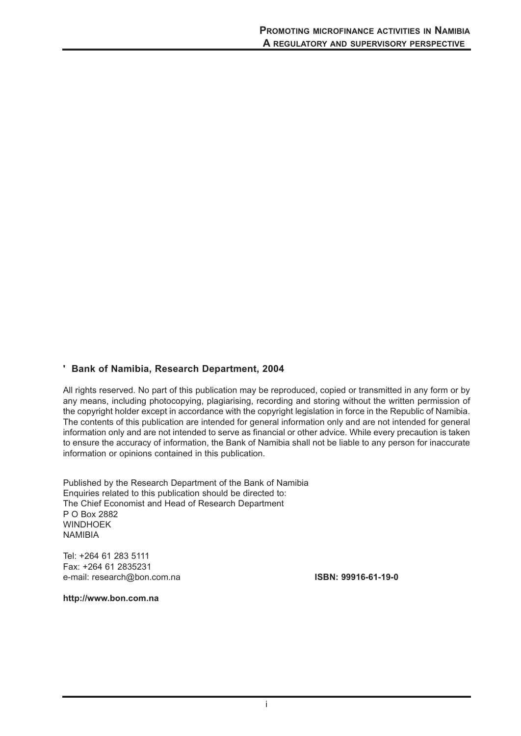**' Bank of Namibia, Research Department, 2004**

All rights reserved. No part of this publication may be reproduced, copied or transmitted in any form or by any means, including photocopying, plagiarising, recording and storing without the written permission of the copyright holder except in accordance with the copyright legislation in force in the Republic of Namibia. The contents of this publication are intended for general information only and are not intended for general information only and are not intended to serve as financial or other advice. While every precaution is taken to ensure the accuracy of information, the Bank of Namibia shall not be liable to any person for inaccurate information or opinions contained in this publication.

Published by the Research Department of the Bank of Namibia
Enquiries related to this publication should be directed to:
The Chief Economist and Head of Research Department
P O Box 2882
WINDHOEK
NAMIBIA

Tel: +264 61 283 5111
Fax: +264 61 2835231
e-mail: research@bon.com.na

**ISBN: 99916-61-19-0**

**http://www.bon.com.na**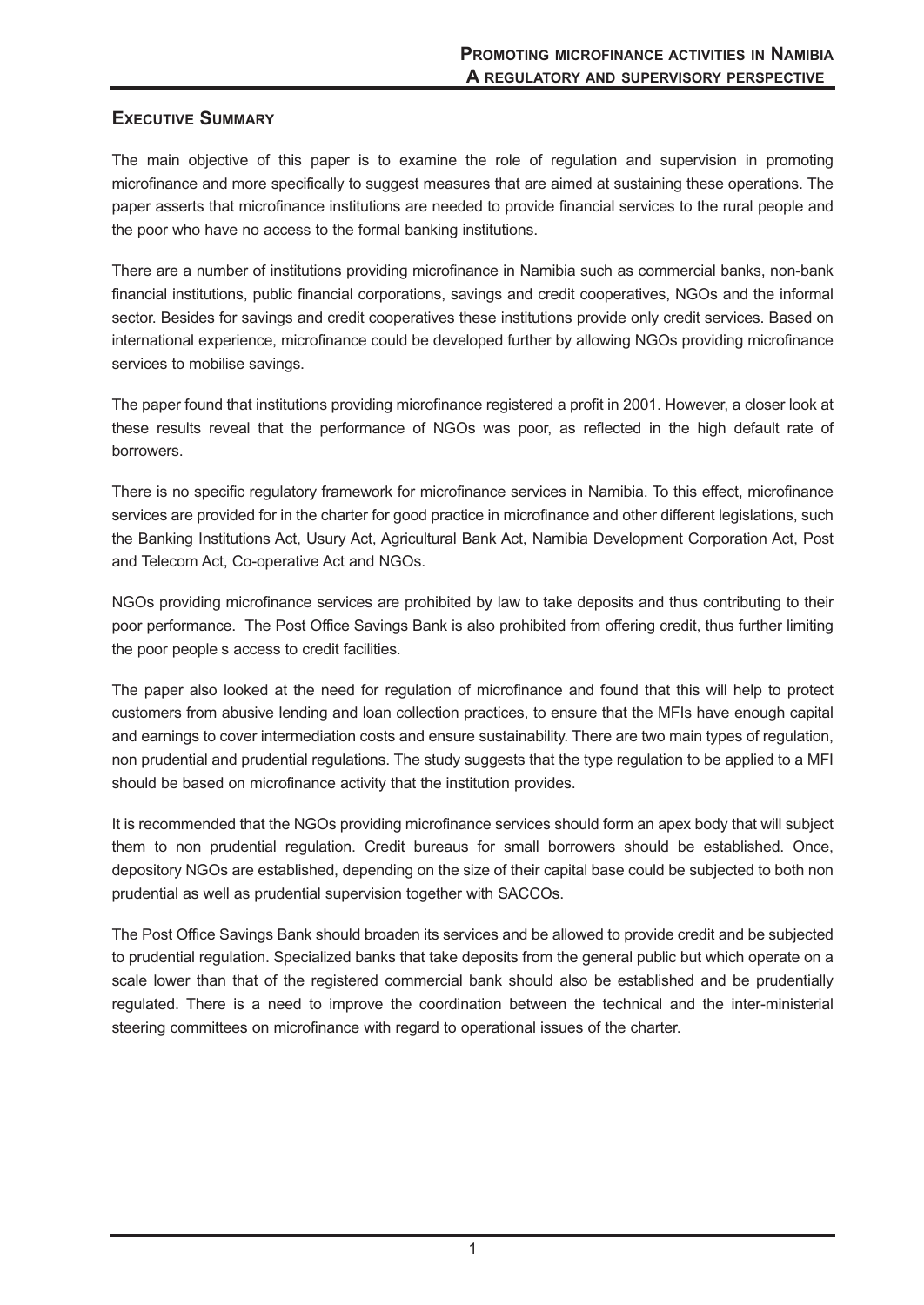## Executive Summary

The main objective of this paper is to examine the role of regulation and supervision in promoting microfinance and more specifically to suggest measures that are aimed at sustaining these operations. The paper asserts that microfinance institutions are needed to provide financial services to the rural people and the poor who have no access to the formal banking institutions.

There are a number of institutions providing microfinance in Namibia such as commercial banks, non-bank financial institutions, public financial corporations, savings and credit cooperatives, NGOs and the informal sector. Besides for savings and credit cooperatives these institutions provide only credit services. Based on international experience, microfinance could be developed further by allowing NGOs providing microfinance services to mobilise savings.

The paper found that institutions providing microfinance registered a profit in 2001. However, a closer look at these results reveal that the performance of NGOs was poor, as reflected in the high default rate of borrowers.

There is no specific regulatory framework for microfinance services in Namibia. To this effect, microfinance services are provided for in the charter for good practice in microfinance and other different legislations, such the Banking Institutions Act, Usury Act, Agricultural Bank Act, Namibia Development Corporation Act, Post and Telecom Act, Co-operative Act and NGOs.

NGOs providing microfinance services are prohibited by law to take deposits and thus contributing to their poor performance. The Post Office Savings Bank is also prohibited from offering credit, thus further limiting the poor people s access to credit facilities.

The paper also looked at the need for regulation of microfinance and found that this will help to protect customers from abusive lending and loan collection practices, to ensure that the MFIs have enough capital and earnings to cover intermediation costs and ensure sustainability. There are two main types of regulation, non prudential and prudential regulations. The study suggests that the type regulation to be applied to a MFI should be based on microfinance activity that the institution provides.

It is recommended that the NGOs providing microfinance services should form an apex body that will subject them to non prudential regulation. Credit bureaus for small borrowers should be established. Once, depository NGOs are established, depending on the size of their capital base could be subjected to both non prudential as well as prudential supervision together with SACCOs.

The Post Office Savings Bank should broaden its services and be allowed to provide credit and be subjected to prudential regulation. Specialized banks that take deposits from the general public but which operate on a scale lower than that of the registered commercial bank should also be established and be prudentially regulated. There is a need to improve the coordination between the technical and the inter-ministerial steering committees on microfinance with regard to operational issues of the charter.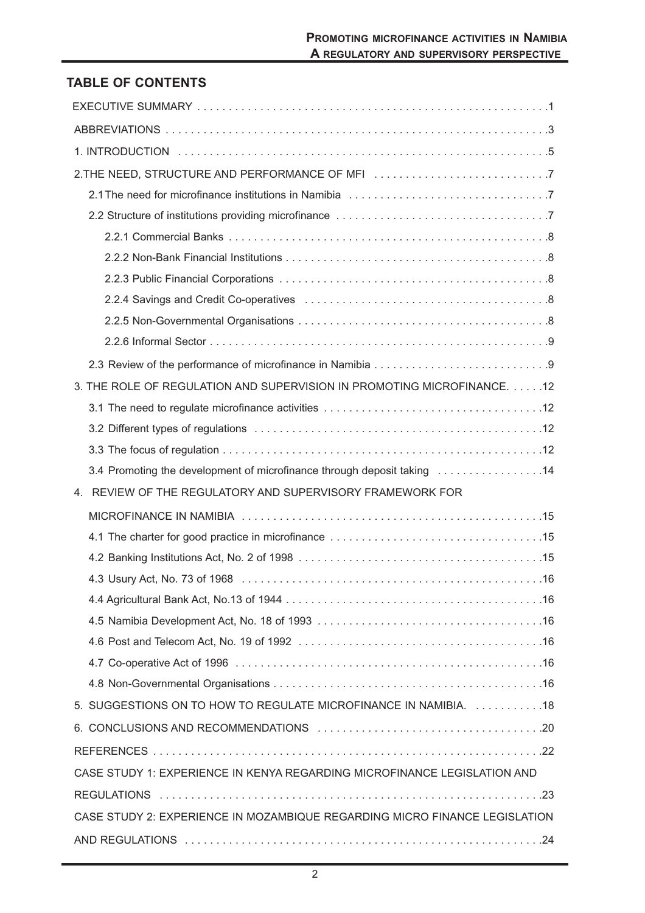## TABLE OF CONTENTS

EXECUTIVE SUMMARY . . . . . . . . . . . . . . . . . . . . . . . . . . . . . . . . . . . . . . . . . . . . . . . . . . . . . . .1

ABBREVIATIONS . . . . . . . . . . . . . . . . . . . . . . . . . . . . . . . . . . . . . . . . . . . . . . . . . . . . . . . . . . . .3

1. INTRODUCTION . . . . . . . . . . . . . . . . . . . . . . . . . . . . . . . . . . . . . . . . . . . . . . . . . . . . . . . . . .5

2.THE NEED, STRUCTURE AND PERFORMANCE OF MFI . . . . . . . . . . . . . . . . . . . . . . . . . . .7

- 2.1 The need for microfinance institutions in Namibia . . . . . . . . . . . . . . . . . . . . . . . . . . . . . . .7
- 2.2 Structure of institutions providing microfinance . . . . . . . . . . . . . . . . . . . . . . . . . . . . . . . . .7
  - 2.2.1 Commercial Banks . . . . . . . . . . . . . . . . . . . . . . . . . . . . . . . . . . . . . . . . . . . . . . . . . . .8
  - 2.2.2 Non-Bank Financial Institutions . . . . . . . . . . . . . . . . . . . . . . . . . . . . . . . . . . . . . . . . .8
  - 2.2.3 Public Financial Corporations . . . . . . . . . . . . . . . . . . . . . . . . . . . . . . . . . . . . . . . . . .8
  - 2.2.4 Savings and Credit Co-operatives . . . . . . . . . . . . . . . . . . . . . . . . . . . . . . . . . . . . . .8
  - 2.2.5 Non-Governmental Organisations . . . . . . . . . . . . . . . . . . . . . . . . . . . . . . . . . . . . . . .8
  - 2.2.6 Informal Sector . . . . . . . . . . . . . . . . . . . . . . . . . . . . . . . . . . . . . . . . . . . . . . . . . . . . .9
- 2.3 Review of the performance of microfinance in Namibia . . . . . . . . . . . . . . . . . . . . . . . . . . .9

3. THE ROLE OF REGULATION AND SUPERVISION IN PROMOTING MICROFINANCE. . . . . .12

- 3.1 The need to regulate microfinance activities . . . . . . . . . . . . . . . . . . . . . . . . . . . . . . . . . .12
- 3.2 Different types of regulations . . . . . . . . . . . . . . . . . . . . . . . . . . . . . . . . . . . . . . . . . . . . .12
- 3.3 The focus of regulation . . . . . . . . . . . . . . . . . . . . . . . . . . . . . . . . . . . . . . . . . . . . . . . . . .12
- 3.4 Promoting the development of microfinance through deposit taking . . . . . . . . . . . . . . . .14

4. REVIEW OF THE REGULATORY AND SUPERVISORY FRAMEWORK FOR MICROFINANCE IN NAMIBIA . . . . . . . . . . . . . . . . . . . . . . . . . . . . . . . . . . . . . . . . . . . . . . . .15

- 4.1 The charter for good practice in microfinance . . . . . . . . . . . . . . . . . . . . . . . . . . . . . . . . .15
- 4.2 Banking Institutions Act, No. 2 of 1998 . . . . . . . . . . . . . . . . . . . . . . . . . . . . . . . . . . . . . .15
- 4.3 Usury Act, No. 73 of 1968 . . . . . . . . . . . . . . . . . . . . . . . . . . . . . . . . . . . . . . . . . . . . . . . .16
- 4.4 Agricultural Bank Act, No.13 of 1944 . . . . . . . . . . . . . . . . . . . . . . . . . . . . . . . . . . . . . . . .16
- 4.5 Namibia Development Act, No. 18 of 1993 . . . . . . . . . . . . . . . . . . . . . . . . . . . . . . . . . . .16
- 4.6 Post and Telecom Act, No. 19 of 1992 . . . . . . . . . . . . . . . . . . . . . . . . . . . . . . . . . . . . . .16
- 4.7 Co-operative Act of 1996 . . . . . . . . . . . . . . . . . . . . . . . . . . . . . . . . . . . . . . . . . . . . . . . . .16
- 4.8 Non-Governmental Organisations . . . . . . . . . . . . . . . . . . . . . . . . . . . . . . . . . . . . . . . . . .16

5. SUGGESTIONS ON TO HOW TO REGULATE MICROFINANCE IN NAMIBIA. . . . . . . . . . . .18

6. CONCLUSIONS AND RECOMMENDATIONS . . . . . . . . . . . . . . . . . . . . . . . . . . . . . . . . . . . .20

REFERENCES . . . . . . . . . . . . . . . . . . . . . . . . . . . . . . . . . . . . . . . . . . . . . . . . . . . . . . . . . . . . . .22

CASE STUDY 1: EXPERIENCE IN KENYA REGARDING MICROFINANCE LEGISLATION AND REGULATIONS . . . . . . . . . . . . . . . . . . . . . . . . . . . . . . . . . . . . . . . . . . . . . . . . . . . . . . . . . .23

CASE STUDY 2: EXPERIENCE IN MOZAMBIQUE REGARDING MICRO FINANCE LEGISLATION AND REGULATIONS . . . . . . . . . . . . . . . . . . . . . . . . . . . . . . . . . . . . . . . . . . . . . . . . . . . . . . . .24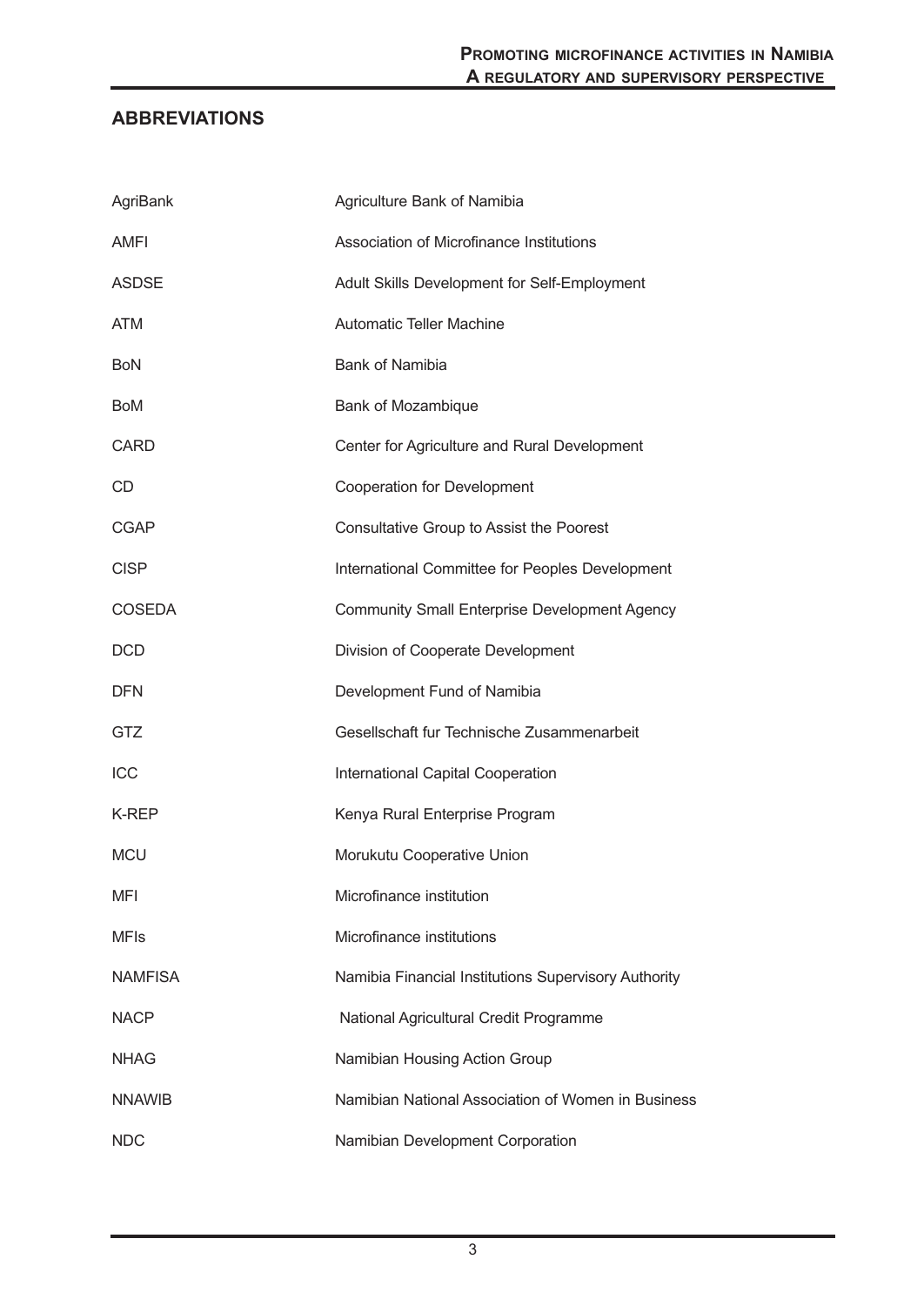## ABBREVIATIONS

| | |
|---|---|
| AgriBank | Agriculture Bank of Namibia |
| AMFI | Association of Microfinance Institutions |
| ASDSE | Adult Skills Development for Self-Employment |
| ATM | Automatic Teller Machine |
| BoN | Bank of Namibia |
| BoM | Bank of Mozambique |
| CARD | Center for Agriculture and Rural Development |
| CD | Cooperation for Development |
| CGAP | Consultative Group to Assist the Poorest |
| CISP | International Committee for Peoples Development |
| COSEDA | Community Small Enterprise Development Agency |
| DCD | Division of Cooperate Development |
| DFN | Development Fund of Namibia |
| GTZ | Gesellschaft fur Technische Zusammenarbeit |
| ICC | International Capital Cooperation |
| K-REP | Kenya Rural Enterprise Program |
| MCU | Morukutu Cooperative Union |
| MFI | Microfinance institution |
| MFIs | Microfinance institutions |
| NAMFISA | Namibia Financial Institutions Supervisory Authority |
| NACP | National Agricultural Credit Programme |
| NHAG | Namibian Housing Action Group |
| NNAWIB | Namibian National Association of Women in Business |
| NDC | Namibian Development Corporation |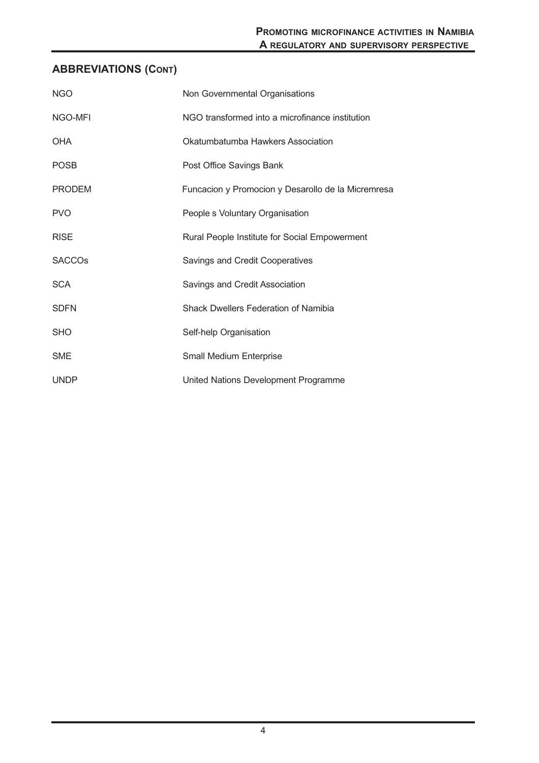## ABBREVIATIONS (CONT)

| | |
|---|---|
| NGO | Non Governmental Organisations |
| NGO-MFI | NGO transformed into a microfinance institution |
| OHA | Okatumbatumba Hawkers Association |
| POSB | Post Office Savings Bank |
| PRODEM | Funcacion y Promocion y Desarollo de la Micremresa |
| PVO | People s Voluntary Organisation |
| RISE | Rural People Institute for Social Empowerment |
| SACCOs | Savings and Credit Cooperatives |
| SCA | Savings and Credit Association |
| SDFN | Shack Dwellers Federation of Namibia |
| SHO | Self-help Organisation |
| SME | Small Medium Enterprise |
| UNDP | United Nations Development Programme |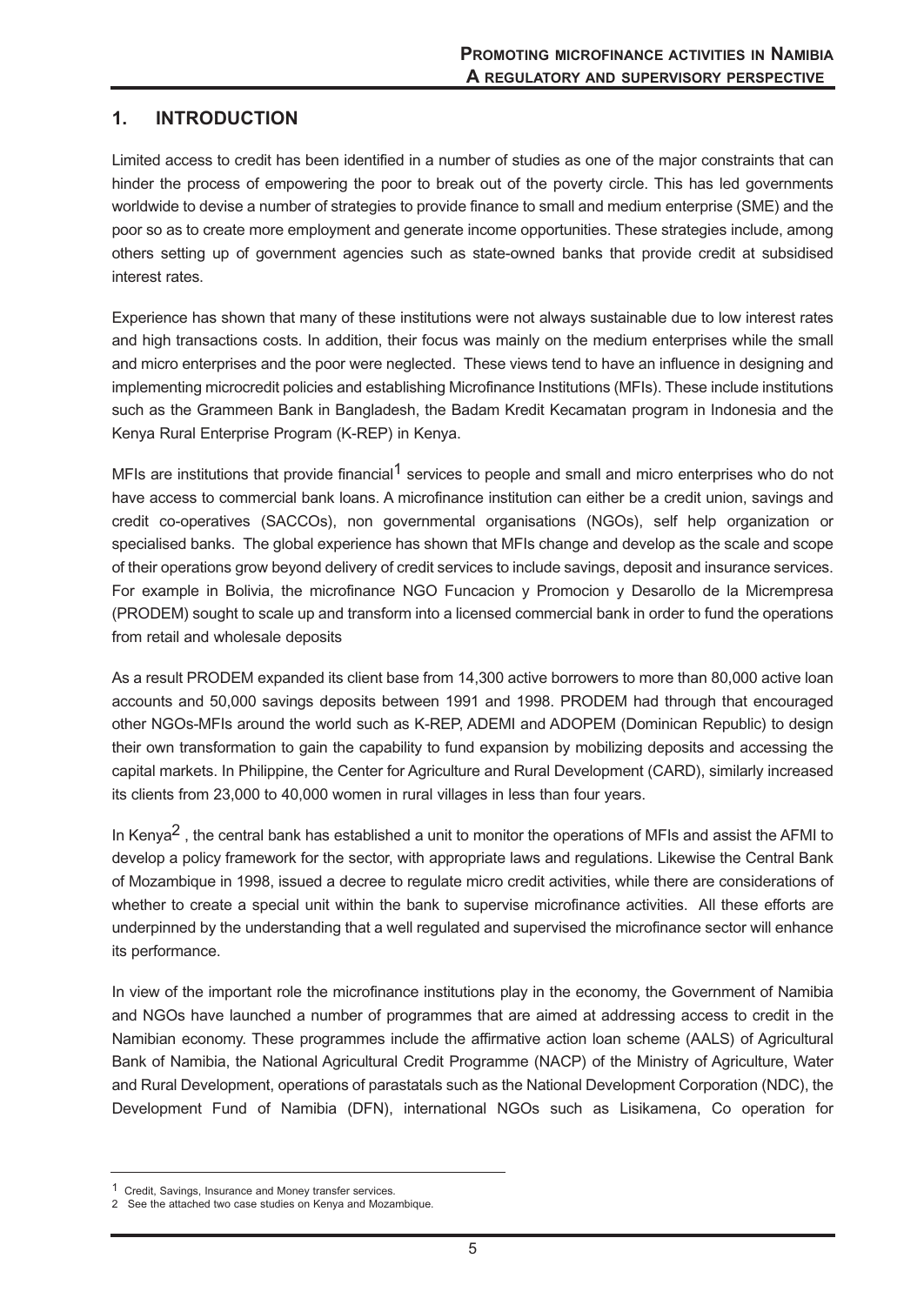## 1. INTRODUCTION

Limited access to credit has been identified in a number of studies as one of the major constraints that can hinder the process of empowering the poor to break out of the poverty circle. This has led governments worldwide to devise a number of strategies to provide finance to small and medium enterprise (SME) and the poor so as to create more employment and generate income opportunities. These strategies include, among others setting up of government agencies such as state-owned banks that provide credit at subsidised interest rates.

Experience has shown that many of these institutions were not always sustainable due to low interest rates and high transactions costs. In addition, their focus was mainly on the medium enterprises while the small and micro enterprises and the poor were neglected. These views tend to have an influence in designing and implementing microcredit policies and establishing Microfinance Institutions (MFIs). These include institutions such as the Grammeen Bank in Bangladesh, the Badam Kredit Kecamatan program in Indonesia and the Kenya Rural Enterprise Program (K-REP) in Kenya.

MFIs are institutions that provide financial[1] services to people and small and micro enterprises who do not have access to commercial bank loans. A microfinance institution can either be a credit union, savings and credit co-operatives (SACCOs), non governmental organisations (NGOs), self help organization or specialised banks. The global experience has shown that MFIs change and develop as the scale and scope of their operations grow beyond delivery of credit services to include savings, deposit and insurance services. For example in Bolivia, the microfinance NGO Funcacion y Promocion y Desarollo de la Micrempresa (PRODEM) sought to scale up and transform into a licensed commercial bank in order to fund the operations from retail and wholesale deposits

As a result PRODEM expanded its client base from 14,300 active borrowers to more than 80,000 active loan accounts and 50,000 savings deposits between 1991 and 1998. PRODEM had through that encouraged other NGOs-MFIs around the world such as K-REP, ADEMI and ADOPEM (Dominican Republic) to design their own transformation to gain the capability to fund expansion by mobilizing deposits and accessing the capital markets. In Philippine, the Center for Agriculture and Rural Development (CARD), similarly increased its clients from 23,000 to 40,000 women in rural villages in less than four years.

In Kenya[2] , the central bank has established a unit to monitor the operations of MFIs and assist the AFMI to develop a policy framework for the sector, with appropriate laws and regulations. Likewise the Central Bank of Mozambique in 1998, issued a decree to regulate micro credit activities, while there are considerations of whether to create a special unit within the bank to supervise microfinance activities. All these efforts are underpinned by the understanding that a well regulated and supervised the microfinance sector will enhance its performance.

In view of the important role the microfinance institutions play in the economy, the Government of Namibia and NGOs have launched a number of programmes that are aimed at addressing access to credit in the Namibian economy. These programmes include the affirmative action loan scheme (AALS) of Agricultural Bank of Namibia, the National Agricultural Credit Programme (NACP) of the Ministry of Agriculture, Water and Rural Development, operations of parastatals such as the National Development Corporation (NDC), the Development Fund of Namibia (DFN), international NGOs such as Lisikamena, Co operation for

---

[1] Credit, Savings, Insurance and Money transfer services.

[2] See the attached two case studies on Kenya and Mozambique.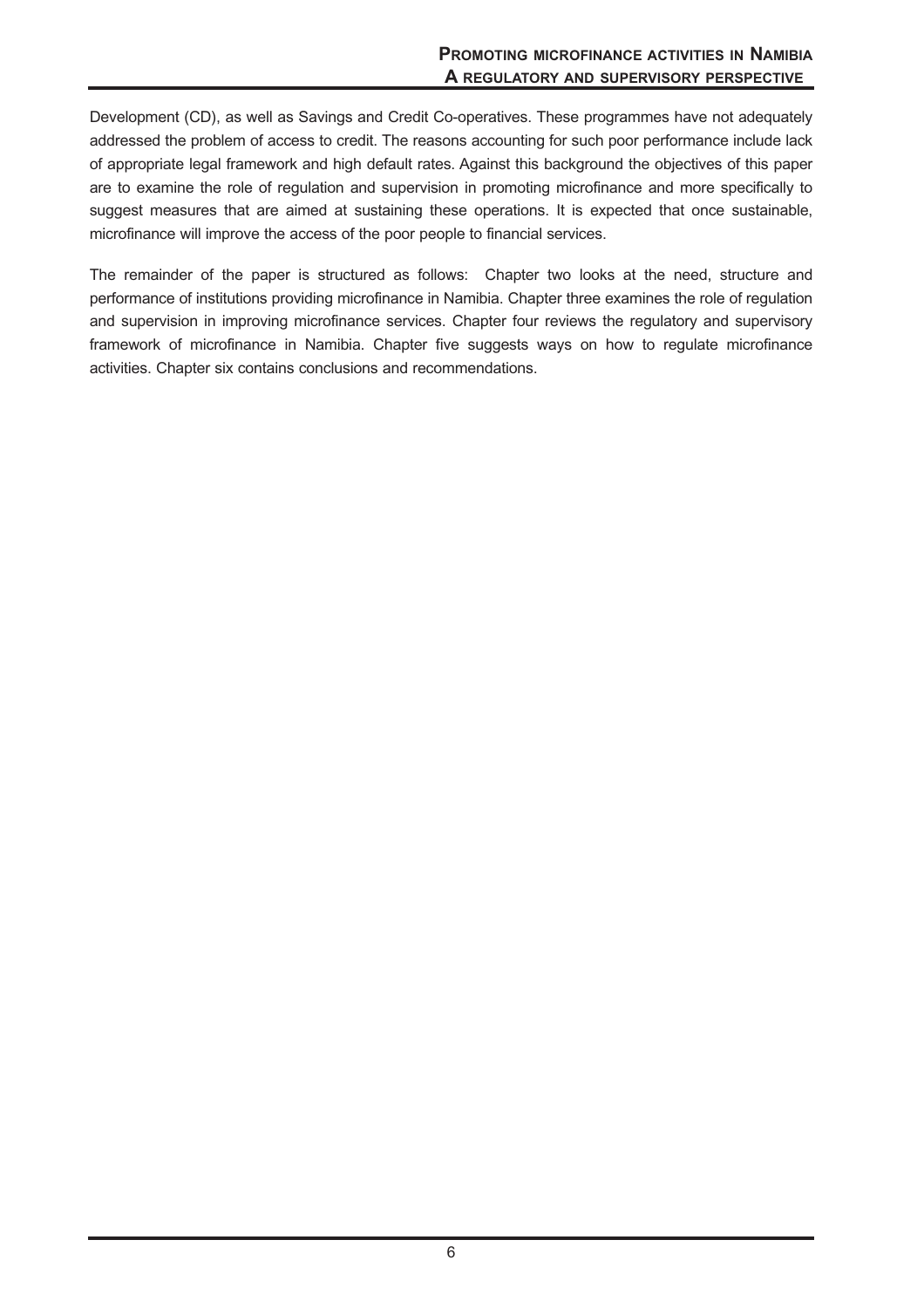Development (CD), as well as Savings and Credit Co-operatives. These programmes have not adequately addressed the problem of access to credit. The reasons accounting for such poor performance include lack of appropriate legal framework and high default rates. Against this background the objectives of this paper are to examine the role of regulation and supervision in promoting microfinance and more specifically to suggest measures that are aimed at sustaining these operations. It is expected that once sustainable, microfinance will improve the access of the poor people to financial services.

The remainder of the paper is structured as follows: Chapter two looks at the need, structure and performance of institutions providing microfinance in Namibia. Chapter three examines the role of regulation and supervision in improving microfinance services. Chapter four reviews the regulatory and supervisory framework of microfinance in Namibia. Chapter five suggests ways on how to regulate microfinance activities. Chapter six contains conclusions and recommendations.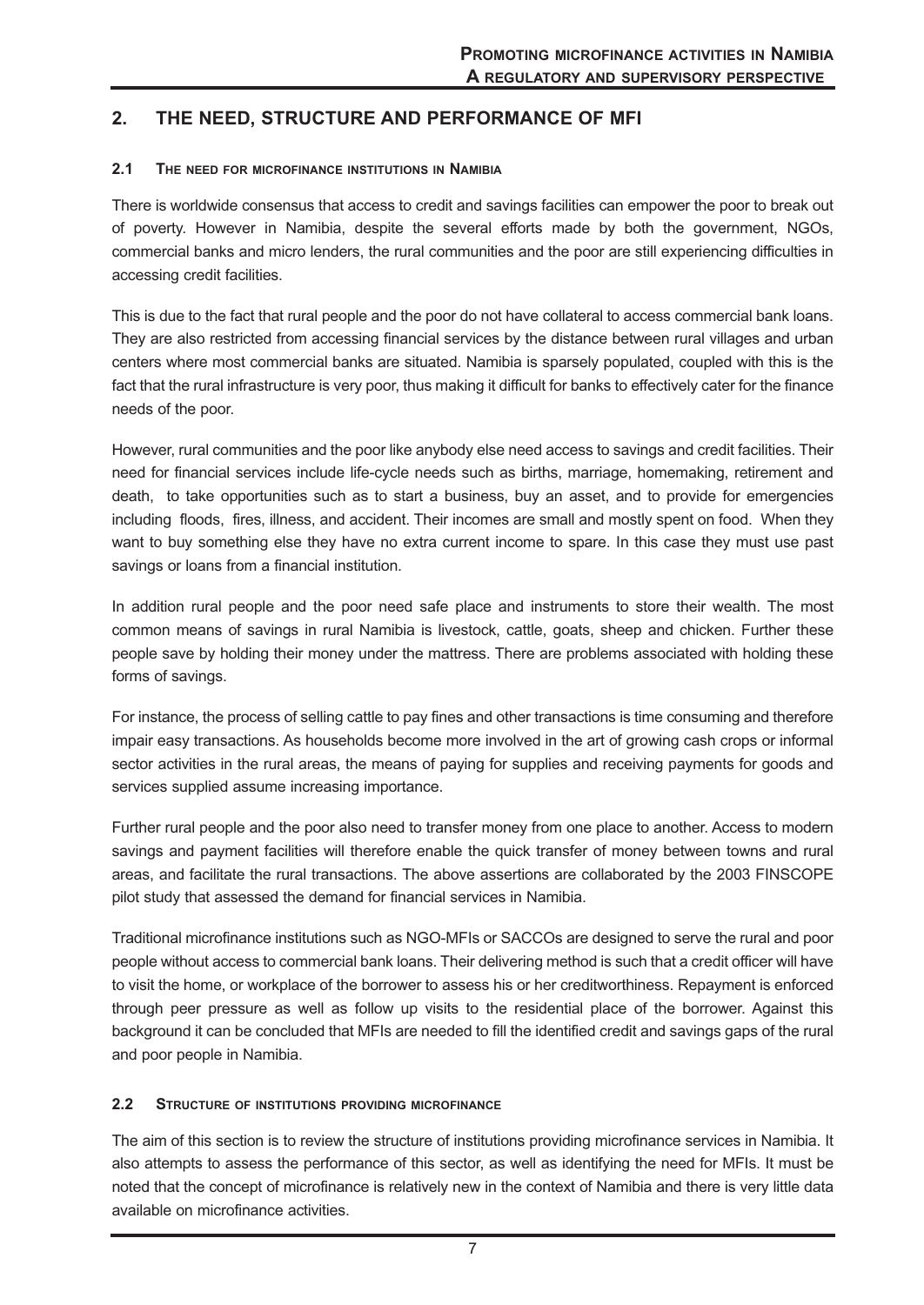## 2. THE NEED, STRUCTURE AND PERFORMANCE OF MFI

### 2.1 The need for microfinance institutions in Namibia

There is worldwide consensus that access to credit and savings facilities can empower the poor to break out of poverty. However in Namibia, despite the several efforts made by both the government, NGOs, commercial banks and micro lenders, the rural communities and the poor are still experiencing difficulties in accessing credit facilities.

This is due to the fact that rural people and the poor do not have collateral to access commercial bank loans. They are also restricted from accessing financial services by the distance between rural villages and urban centers where most commercial banks are situated. Namibia is sparsely populated, coupled with this is the fact that the rural infrastructure is very poor, thus making it difficult for banks to effectively cater for the finance needs of the poor.

However, rural communities and the poor like anybody else need access to savings and credit facilities. Their need for financial services include life-cycle needs such as births, marriage, homemaking, retirement and death, to take opportunities such as to start a business, buy an asset, and to provide for emergencies including floods, fires, illness, and accident. Their incomes are small and mostly spent on food. When they want to buy something else they have no extra current income to spare. In this case they must use past savings or loans from a financial institution.

In addition rural people and the poor need safe place and instruments to store their wealth. The most common means of savings in rural Namibia is livestock, cattle, goats, sheep and chicken. Further these people save by holding their money under the mattress. There are problems associated with holding these forms of savings.

For instance, the process of selling cattle to pay fines and other transactions is time consuming and therefore impair easy transactions. As households become more involved in the art of growing cash crops or informal sector activities in the rural areas, the means of paying for supplies and receiving payments for goods and services supplied assume increasing importance.

Further rural people and the poor also need to transfer money from one place to another. Access to modern savings and payment facilities will therefore enable the quick transfer of money between towns and rural areas, and facilitate the rural transactions. The above assertions are collaborated by the 2003 FINSCOPE pilot study that assessed the demand for financial services in Namibia.

Traditional microfinance institutions such as NGO-MFIs or SACCOs are designed to serve the rural and poor people without access to commercial bank loans. Their delivering method is such that a credit officer will have to visit the home, or workplace of the borrower to assess his or her creditworthiness. Repayment is enforced through peer pressure as well as follow up visits to the residential place of the borrower. Against this background it can be concluded that MFIs are needed to fill the identified credit and savings gaps of the rural and poor people in Namibia.

### 2.2 Structure of institutions providing microfinance

The aim of this section is to review the structure of institutions providing microfinance services in Namibia. It also attempts to assess the performance of this sector, as well as identifying the need for MFIs. It must be noted that the concept of microfinance is relatively new in the context of Namibia and there is very little data available on microfinance activities.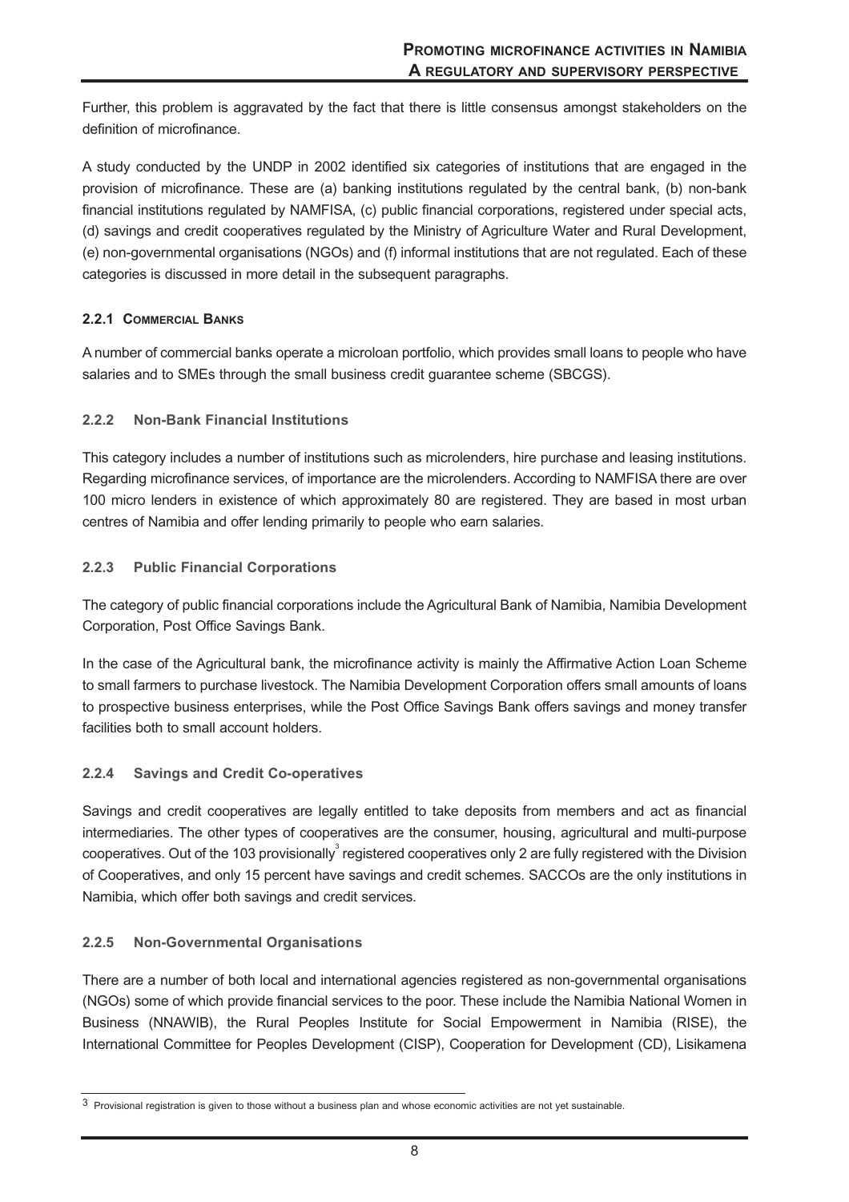Further, this problem is aggravated by the fact that there is little consensus amongst stakeholders on the definition of microfinance.

A study conducted by the UNDP in 2002 identified six categories of institutions that are engaged in the provision of microfinance. These are (a) banking institutions regulated by the central bank, (b) non-bank financial institutions regulated by NAMFISA, (c) public financial corporations, registered under special acts, (d) savings and credit cooperatives regulated by the Ministry of Agriculture Water and Rural Development, (e) non-governmental organisations (NGOs) and (f) informal institutions that are not regulated. Each of these categories is discussed in more detail in the subsequent paragraphs.

### 2.2.1 Commercial Banks

A number of commercial banks operate a microloan portfolio, which provides small loans to people who have salaries and to SMEs through the small business credit guarantee scheme (SBCGS).

### 2.2.2 Non-Bank Financial Institutions

This category includes a number of institutions such as microlenders, hire purchase and leasing institutions. Regarding microfinance services, of importance are the microlenders. According to NAMFISA there are over 100 micro lenders in existence of which approximately 80 are registered. They are based in most urban centres of Namibia and offer lending primarily to people who earn salaries.

### 2.2.3 Public Financial Corporations

The category of public financial corporations include the Agricultural Bank of Namibia, Namibia Development Corporation, Post Office Savings Bank.

In the case of the Agricultural bank, the microfinance activity is mainly the Affirmative Action Loan Scheme to small farmers to purchase livestock. The Namibia Development Corporation offers small amounts of loans to prospective business enterprises, while the Post Office Savings Bank offers savings and money transfer facilities both to small account holders.

### 2.2.4 Savings and Credit Co-operatives

Savings and credit cooperatives are legally entitled to take deposits from members and act as financial intermediaries. The other types of cooperatives are the consumer, housing, agricultural and multi-purpose cooperatives. Out of the 103 provisionally[3] registered cooperatives only 2 are fully registered with the Division of Cooperatives, and only 15 percent have savings and credit schemes. SACCOs are the only institutions in Namibia, which offer both savings and credit services.

### 2.2.5 Non-Governmental Organisations

There are a number of both local and international agencies registered as non-governmental organisations (NGOs) some of which provide financial services to the poor. These include the Namibia National Women in Business (NNAWIB), the Rural Peoples Institute for Social Empowerment in Namibia (RISE), the International Committee for Peoples Development (CISP), Cooperation for Development (CD), Lisikamena

---

[3] Provisional registration is given to those without a business plan and whose economic activities are not yet sustainable.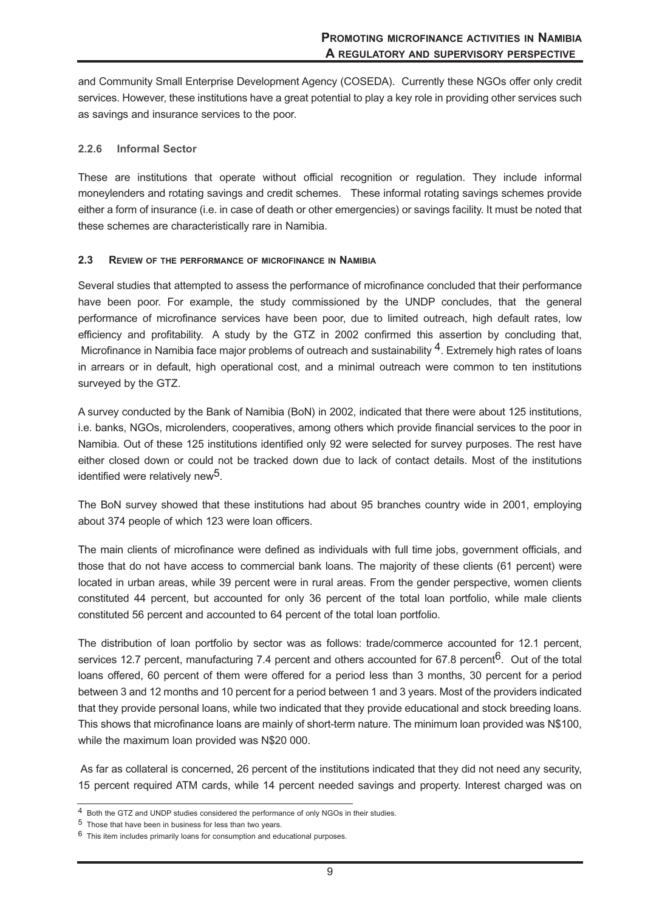and Community Small Enterprise Development Agency (COSEDA). Currently these NGOs offer only credit services. However, these institutions have a great potential to play a key role in providing other services such as savings and insurance services to the poor.

#### 2.2.6 Informal Sector

These are institutions that operate without official recognition or regulation. They include informal moneylenders and rotating savings and credit schemes. These informal rotating savings schemes provide either a form of insurance (i.e. in case of death or other emergencies) or savings facility. It must be noted that these schemes are characteristically rare in Namibia.

### 2.3 Review of the performance of microfinance in Namibia

Several studies that attempted to assess the performance of microfinance concluded that their performance have been poor. For example, the study commissioned by the UNDP concludes, that the general performance of microfinance services have been poor, due to limited outreach, high default rates, low efficiency and profitability. A study by the GTZ in 2002 confirmed this assertion by concluding that, Microfinance in Namibia face major problems of outreach and sustainability [4]. Extremely high rates of loans in arrears or in default, high operational cost, and a minimal outreach were common to ten institutions surveyed by the GTZ.

A survey conducted by the Bank of Namibia (BoN) in 2002, indicated that there were about 125 institutions, i.e. banks, NGOs, microlenders, cooperatives, among others which provide financial services to the poor in Namibia. Out of these 125 institutions identified only 92 were selected for survey purposes. The rest have either closed down or could not be tracked down due to lack of contact details. Most of the institutions identified were relatively new[5].

The BoN survey showed that these institutions had about 95 branches country wide in 2001, employing about 374 people of which 123 were loan officers.

The main clients of microfinance were defined as individuals with full time jobs, government officials, and those that do not have access to commercial bank loans. The majority of these clients (61 percent) were located in urban areas, while 39 percent were in rural areas. From the gender perspective, women clients constituted 44 percent, but accounted for only 36 percent of the total loan portfolio, while male clients constituted 56 percent and accounted to 64 percent of the total loan portfolio.

The distribution of loan portfolio by sector was as follows: trade/commerce accounted for 12.1 percent, services 12.7 percent, manufacturing 7.4 percent and others accounted for 67.8 percent[6]. Out of the total loans offered, 60 percent of them were offered for a period less than 3 months, 30 percent for a period between 3 and 12 months and 10 percent for a period between 1 and 3 years. Most of the providers indicated that they provide personal loans, while two indicated that they provide educational and stock breeding loans. This shows that microfinance loans are mainly of short-term nature. The minimum loan provided was N$100, while the maximum loan provided was N$20 000.

As far as collateral is concerned, 26 percent of the institutions indicated that they did not need any security, 15 percent required ATM cards, while 14 percent needed savings and property. Interest charged was on

---

[4] Both the GTZ and UNDP studies considered the performance of only NGOs in their studies.

[5] Those that have been in business for less than two years.

[6] This item includes primarily loans for consumption and educational purposes.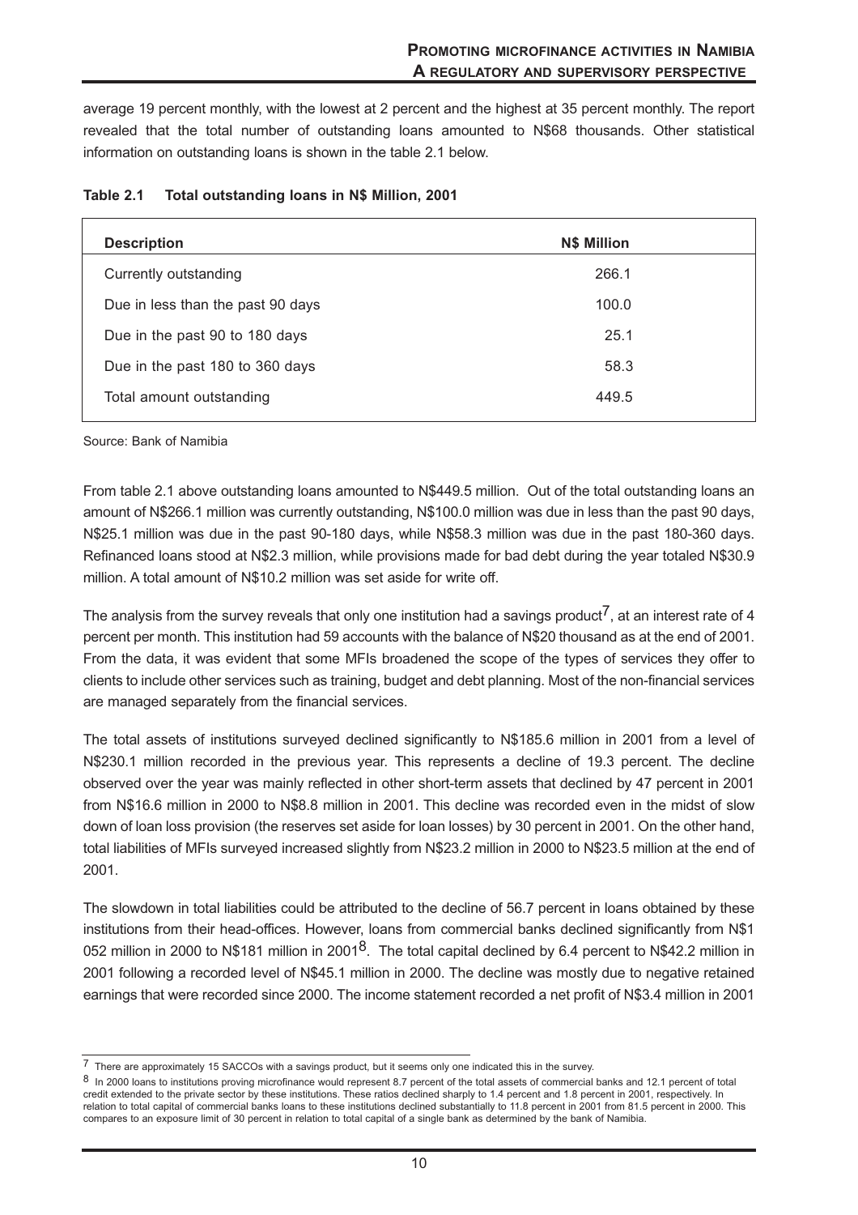average 19 percent monthly, with the lowest at 2 percent and the highest at 35 percent monthly. The report revealed that the total number of outstanding loans amounted to N$68 thousands. Other statistical information on outstanding loans is shown in the table 2.1 below.

**Table 2.1 Total outstanding loans in N$ Million, 2001**

| Description | N$ Million |
|---|---|
| Currently outstanding | 266.1 |
| Due in less than the past 90 days | 100.0 |
| Due in the past 90 to 180 days | 25.1 |
| Due in the past 180 to 360 days | 58.3 |
| Total amount outstanding | 449.5 |

Source: Bank of Namibia

From table 2.1 above outstanding loans amounted to N$449.5 million. Out of the total outstanding loans an amount of N$266.1 million was currently outstanding, N$100.0 million was due in less than the past 90 days, N$25.1 million was due in the past 90-180 days, while N$58.3 million was due in the past 180-360 days. Refinanced loans stood at N$2.3 million, while provisions made for bad debt during the year totaled N$30.9 million. A total amount of N$10.2 million was set aside for write off.

The analysis from the survey reveals that only one institution had a savings product[7], at an interest rate of 4 percent per month. This institution had 59 accounts with the balance of N$20 thousand as at the end of 2001. From the data, it was evident that some MFIs broadened the scope of the types of services they offer to clients to include other services such as training, budget and debt planning. Most of the non-financial services are managed separately from the financial services.

The total assets of institutions surveyed declined significantly to N$185.6 million in 2001 from a level of N$230.1 million recorded in the previous year. This represents a decline of 19.3 percent. The decline observed over the year was mainly reflected in other short-term assets that declined by 47 percent in 2001 from N$16.6 million in 2000 to N$8.8 million in 2001. This decline was recorded even in the midst of slow down of loan loss provision (the reserves set aside for loan losses) by 30 percent in 2001. On the other hand, total liabilities of MFIs surveyed increased slightly from N$23.2 million in 2000 to N$23.5 million at the end of 2001.

The slowdown in total liabilities could be attributed to the decline of 56.7 percent in loans obtained by these institutions from their head-offices. However, loans from commercial banks declined significantly from N$1 052 million in 2000 to N$181 million in 2001[8]. The total capital declined by 6.4 percent to N$42.2 million in 2001 following a recorded level of N$45.1 million in 2000. The decline was mostly due to negative retained earnings that were recorded since 2000. The income statement recorded a net profit of N$3.4 million in 2001

---

[7] There are approximately 15 SACCOs with a savings product, but it seems only one indicated this in the survey.

[8] In 2000 loans to institutions proving microfinance would represent 8.7 percent of the total assets of commercial banks and 12.1 percent of total credit extended to the private sector by these institutions. These ratios declined sharply to 1.4 percent and 1.8 percent in 2001, respectively. In relation to total capital of commercial banks loans to these institutions declined substantially to 11.8 percent in 2001 from 81.5 percent in 2000. This compares to an exposure limit of 30 percent in relation to total capital of a single bank as determined by the bank of Namibia.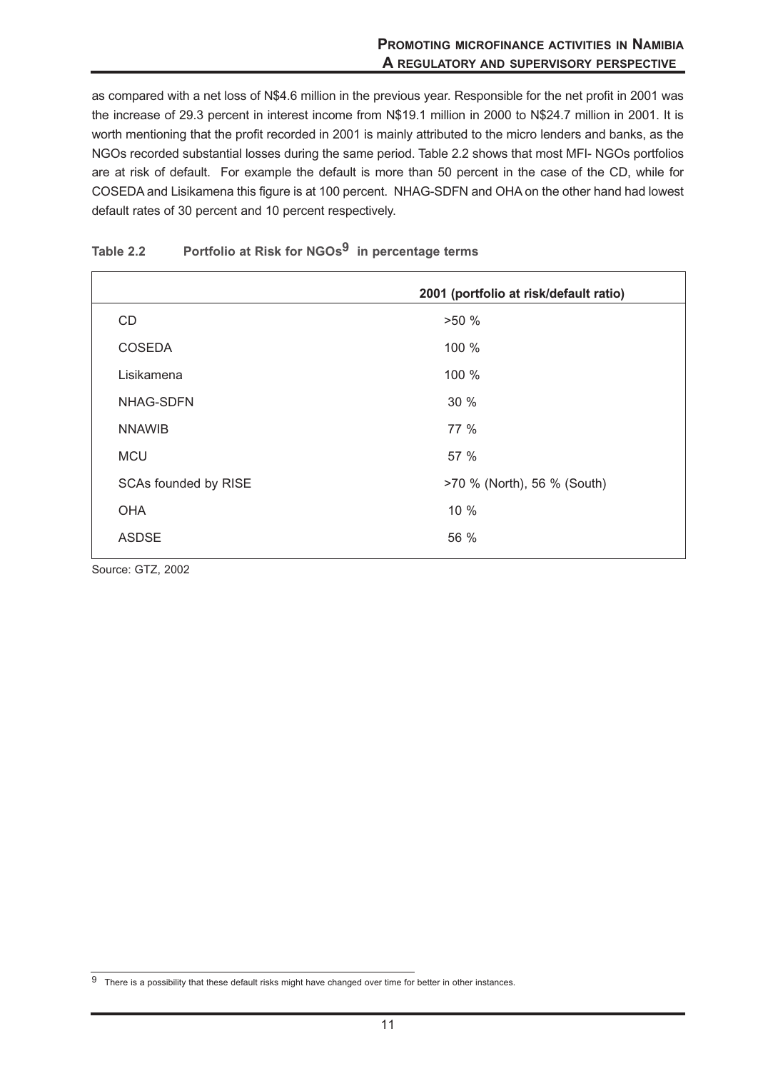as compared with a net loss of N$4.6 million in the previous year. Responsible for the net profit in 2001 was the increase of 29.3 percent in interest income from N$19.1 million in 2000 to N$24.7 million in 2001. It is worth mentioning that the profit recorded in 2001 is mainly attributed to the micro lenders and banks, as the NGOs recorded substantial losses during the same period. Table 2.2 shows that most MFI- NGOs portfolios are at risk of default. For example the default is more than 50 percent in the case of the CD, while for COSEDA and Lisikamena this figure is at 100 percent. NHAG-SDFN and OHA on the other hand had lowest default rates of 30 percent and 10 percent respectively.

**Table 2.2 Portfolio at Risk for NGOs[9] in percentage terms**

| | 2001 (portfolio at risk/default ratio) |
|---|---|
| CD | >50 % |
| COSEDA | 100 % |
| Lisikamena | 100 % |
| NHAG-SDFN | 30 % |
| NNAWIB | 77 % |
| MCU | 57 % |
| SCAs founded by RISE | >70 % (North), 56 % (South) |
| OHA | 10 % |
| ASDSE | 56 % |

Source: GTZ, 2002

[9] There is a possibility that these default risks might have changed over time for better in other instances.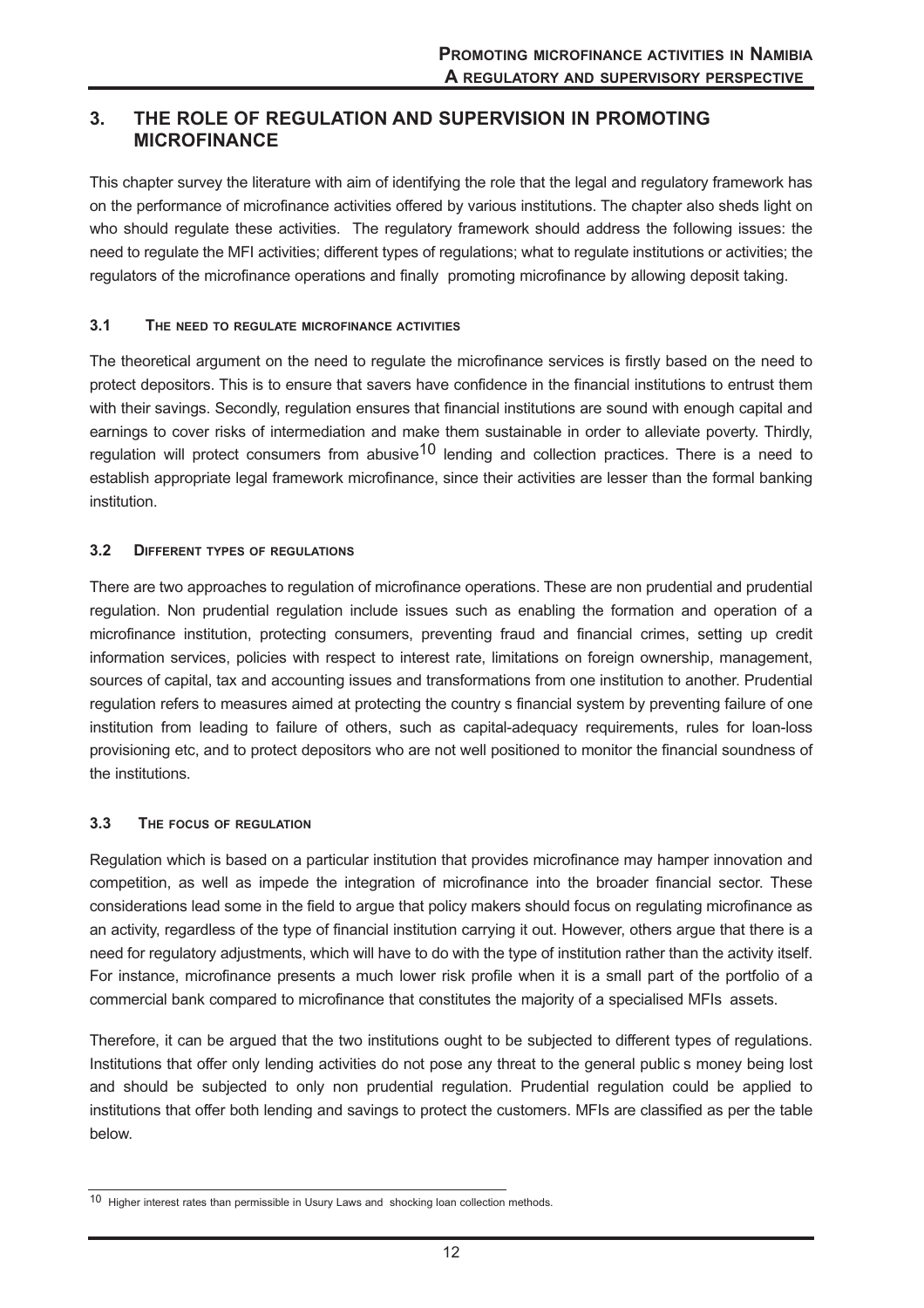## 3. THE ROLE OF REGULATION AND SUPERVISION IN PROMOTING MICROFINANCE

This chapter survey the literature with aim of identifying the role that the legal and regulatory framework has on the performance of microfinance activities offered by various institutions. The chapter also sheds light on who should regulate these activities. The regulatory framework should address the following issues: the need to regulate the MFI activities; different types of regulations; what to regulate institutions or activities; the regulators of the microfinance operations and finally promoting microfinance by allowing deposit taking.

### 3.1 THE NEED TO REGULATE MICROFINANCE ACTIVITIES

The theoretical argument on the need to regulate the microfinance services is firstly based on the need to protect depositors. This is to ensure that savers have confidence in the financial institutions to entrust them with their savings. Secondly, regulation ensures that financial institutions are sound with enough capital and earnings to cover risks of intermediation and make them sustainable in order to alleviate poverty. Thirdly, regulation will protect consumers from abusive[10] lending and collection practices. There is a need to establish appropriate legal framework microfinance, since their activities are lesser than the formal banking institution.

### 3.2 DIFFERENT TYPES OF REGULATIONS

There are two approaches to regulation of microfinance operations. These are non prudential and prudential regulation. Non prudential regulation include issues such as enabling the formation and operation of a microfinance institution, protecting consumers, preventing fraud and financial crimes, setting up credit information services, policies with respect to interest rate, limitations on foreign ownership, management, sources of capital, tax and accounting issues and transformations from one institution to another. Prudential regulation refers to measures aimed at protecting the country s financial system by preventing failure of one institution from leading to failure of others, such as capital-adequacy requirements, rules for loan-loss provisioning etc, and to protect depositors who are not well positioned to monitor the financial soundness of the institutions.

### 3.3 THE FOCUS OF REGULATION

Regulation which is based on a particular institution that provides microfinance may hamper innovation and competition, as well as impede the integration of microfinance into the broader financial sector. These considerations lead some in the field to argue that policy makers should focus on regulating microfinance as an activity, regardless of the type of financial institution carrying it out. However, others argue that there is a need for regulatory adjustments, which will have to do with the type of institution rather than the activity itself. For instance, microfinance presents a much lower risk profile when it is a small part of the portfolio of a commercial bank compared to microfinance that constitutes the majority of a specialised MFIs assets.

Therefore, it can be argued that the two institutions ought to be subjected to different types of regulations. Institutions that offer only lending activities do not pose any threat to the general public s money being lost and should be subjected to only non prudential regulation. Prudential regulation could be applied to institutions that offer both lending and savings to protect the customers. MFIs are classified as per the table below.

---

[10] Higher interest rates than permissible in Usury Laws and shocking loan collection methods.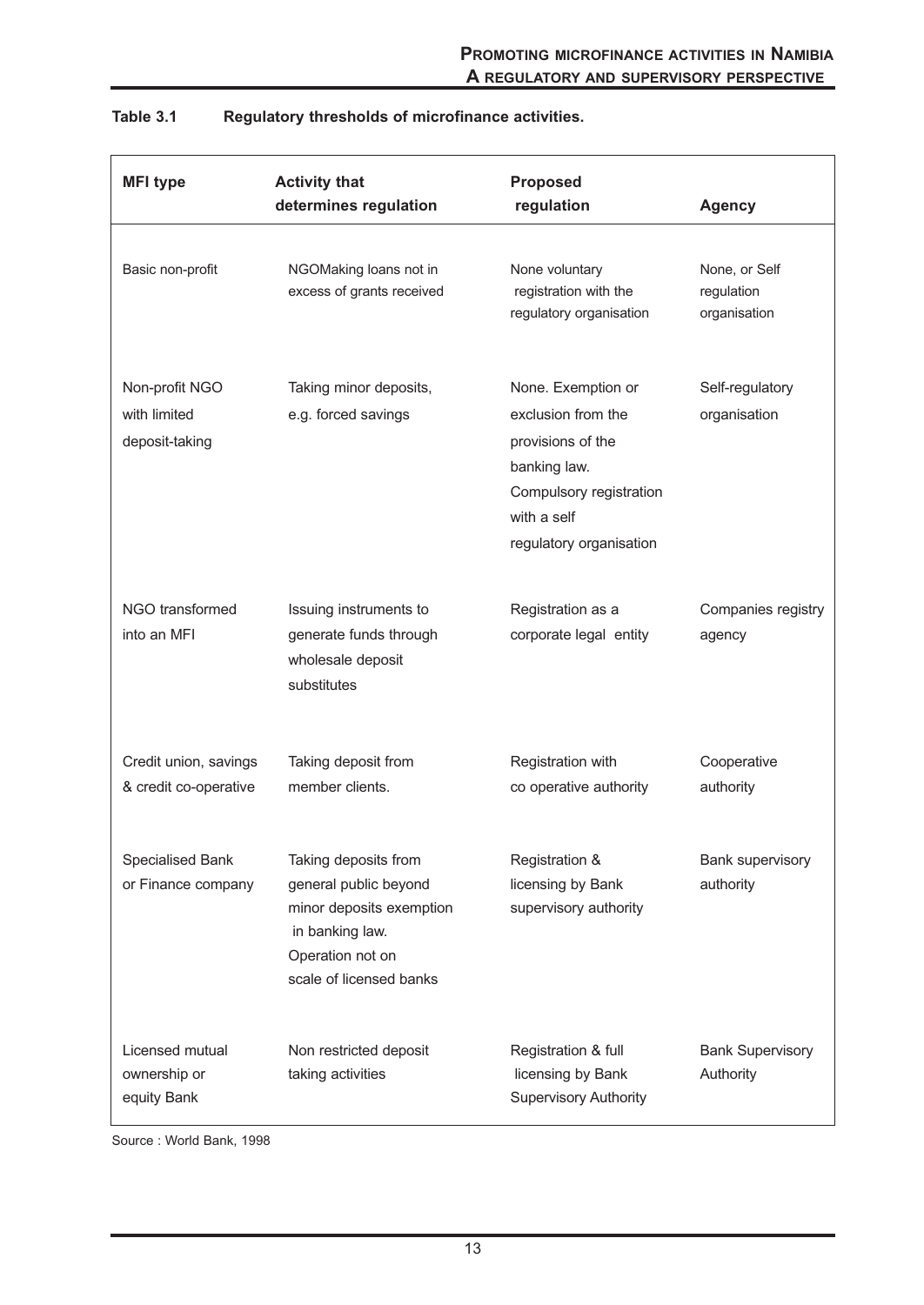**Table 3.1 Regulatory thresholds of microfinance activities.**

| MFI type | Activity that determines regulation | Proposed regulation | Agency |
|---|---|---|---|
| Basic non-profit | NGOMaking loans not in excess of grants received | None voluntary registration with the regulatory organisation | None, or Self regulation organisation |
| Non-profit NGO with limited deposit-taking | Taking minor deposits, e.g. forced savings | None. Exemption or exclusion from the provisions of the banking law. Compulsory registration with a self regulatory organisation | Self-regulatory organisation |
| NGO transformed into an MFI | Issuing instruments to generate funds through wholesale deposit substitutes | Registration as a corporate legal entity | Companies registry agency |
| Credit union, savings & credit co-operative | Taking deposit from member clients. | Registration with co operative authority | Cooperative authority |
| Specialised Bank or Finance company | Taking deposits from general public beyond minor deposits exemption in banking law. Operation not on scale of licensed banks | Registration & licensing by Bank supervisory authority | Bank supervisory authority |
| Licensed mutual ownership or equity Bank | Non restricted deposit taking activities | Registration & full licensing by Bank Supervisory Authority | Bank Supervisory Authority |

Source : World Bank, 1998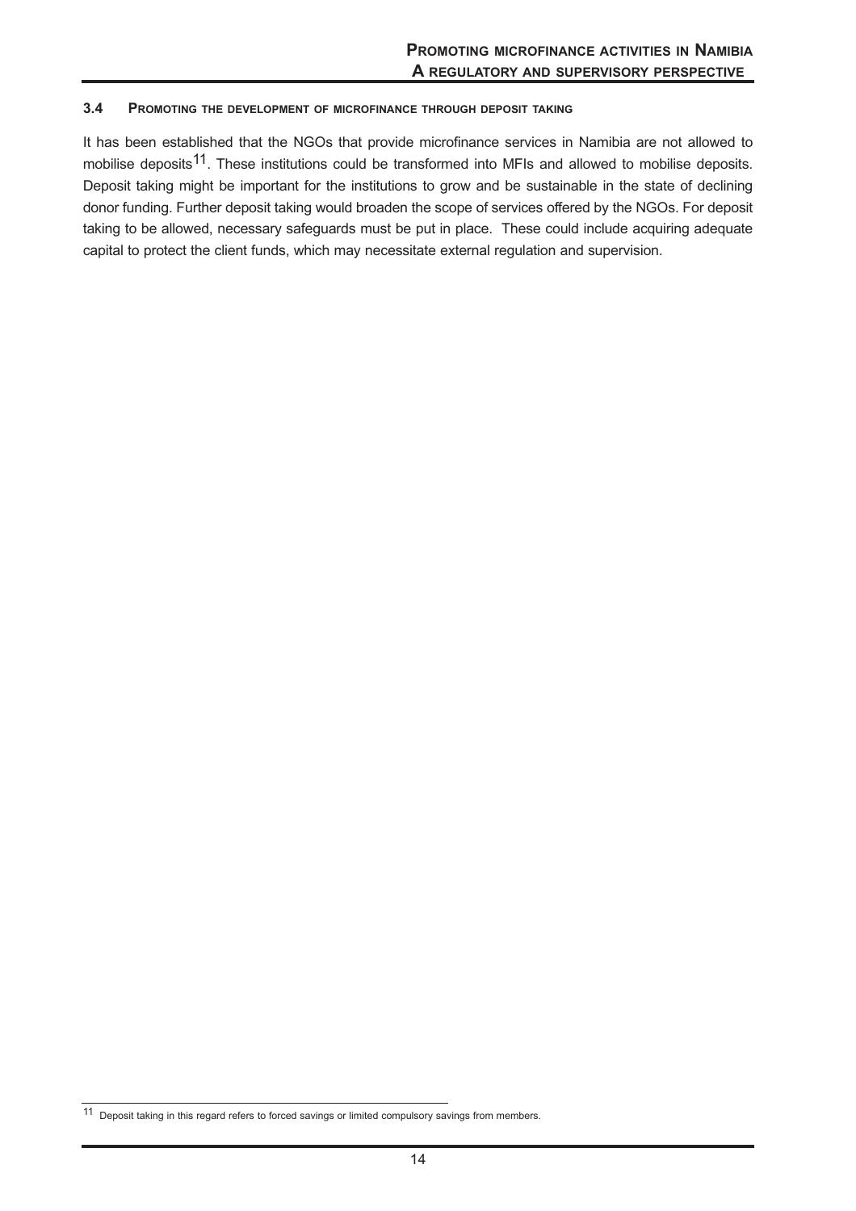### 3.4 Promoting the development of microfinance through deposit taking

It has been established that the NGOs that provide microfinance services in Namibia are not allowed to mobilise deposits[11]. These institutions could be transformed into MFIs and allowed to mobilise deposits. Deposit taking might be important for the institutions to grow and be sustainable in the state of declining donor funding. Further deposit taking would broaden the scope of services offered by the NGOs. For deposit taking to be allowed, necessary safeguards must be put in place. These could include acquiring adequate capital to protect the client funds, which may necessitate external regulation and supervision.

---

[11] Deposit taking in this regard refers to forced savings or limited compulsory savings from members.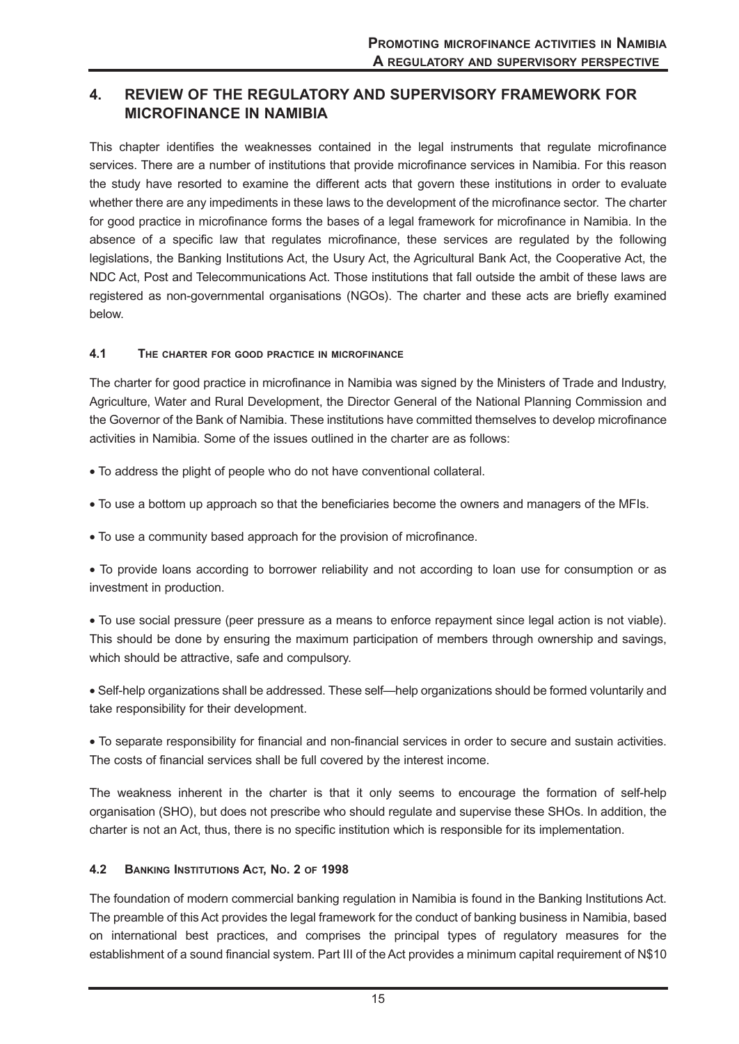## 4. REVIEW OF THE REGULATORY AND SUPERVISORY FRAMEWORK FOR MICROFINANCE IN NAMIBIA

This chapter identifies the weaknesses contained in the legal instruments that regulate microfinance services. There are a number of institutions that provide microfinance services in Namibia. For this reason the study have resorted to examine the different acts that govern these institutions in order to evaluate whether there are any impediments in these laws to the development of the microfinance sector. The charter for good practice in microfinance forms the bases of a legal framework for microfinance in Namibia. In the absence of a specific law that regulates microfinance, these services are regulated by the following legislations, the Banking Institutions Act, the Usury Act, the Agricultural Bank Act, the Cooperative Act, the NDC Act, Post and Telecommunications Act. Those institutions that fall outside the ambit of these laws are registered as non-governmental organisations (NGOs). The charter and these acts are briefly examined below.

### 4.1 The charter for good practice in microfinance

The charter for good practice in microfinance in Namibia was signed by the Ministers of Trade and Industry, Agriculture, Water and Rural Development, the Director General of the National Planning Commission and the Governor of the Bank of Namibia. These institutions have committed themselves to develop microfinance activities in Namibia. Some of the issues outlined in the charter are as follows:

- To address the plight of people who do not have conventional collateral.
- To use a bottom up approach so that the beneficiaries become the owners and managers of the MFIs.
- To use a community based approach for the provision of microfinance.
- To provide loans according to borrower reliability and not according to loan use for consumption or as investment in production.
- To use social pressure (peer pressure as a means to enforce repayment since legal action is not viable). This should be done by ensuring the maximum participation of members through ownership and savings, which should be attractive, safe and compulsory.
- Self-help organizations shall be addressed. These self—help organizations should be formed voluntarily and take responsibility for their development.
- To separate responsibility for financial and non-financial services in order to secure and sustain activities. The costs of financial services shall be full covered by the interest income.

The weakness inherent in the charter is that it only seems to encourage the formation of self-help organisation (SHO), but does not prescribe who should regulate and supervise these SHOs. In addition, the charter is not an Act, thus, there is no specific institution which is responsible for its implementation.

### 4.2 Banking Institutions Act, No. 2 of 1998

The foundation of modern commercial banking regulation in Namibia is found in the Banking Institutions Act. The preamble of this Act provides the legal framework for the conduct of banking business in Namibia, based on international best practices, and comprises the principal types of regulatory measures for the establishment of a sound financial system. Part III of the Act provides a minimum capital requirement of N$10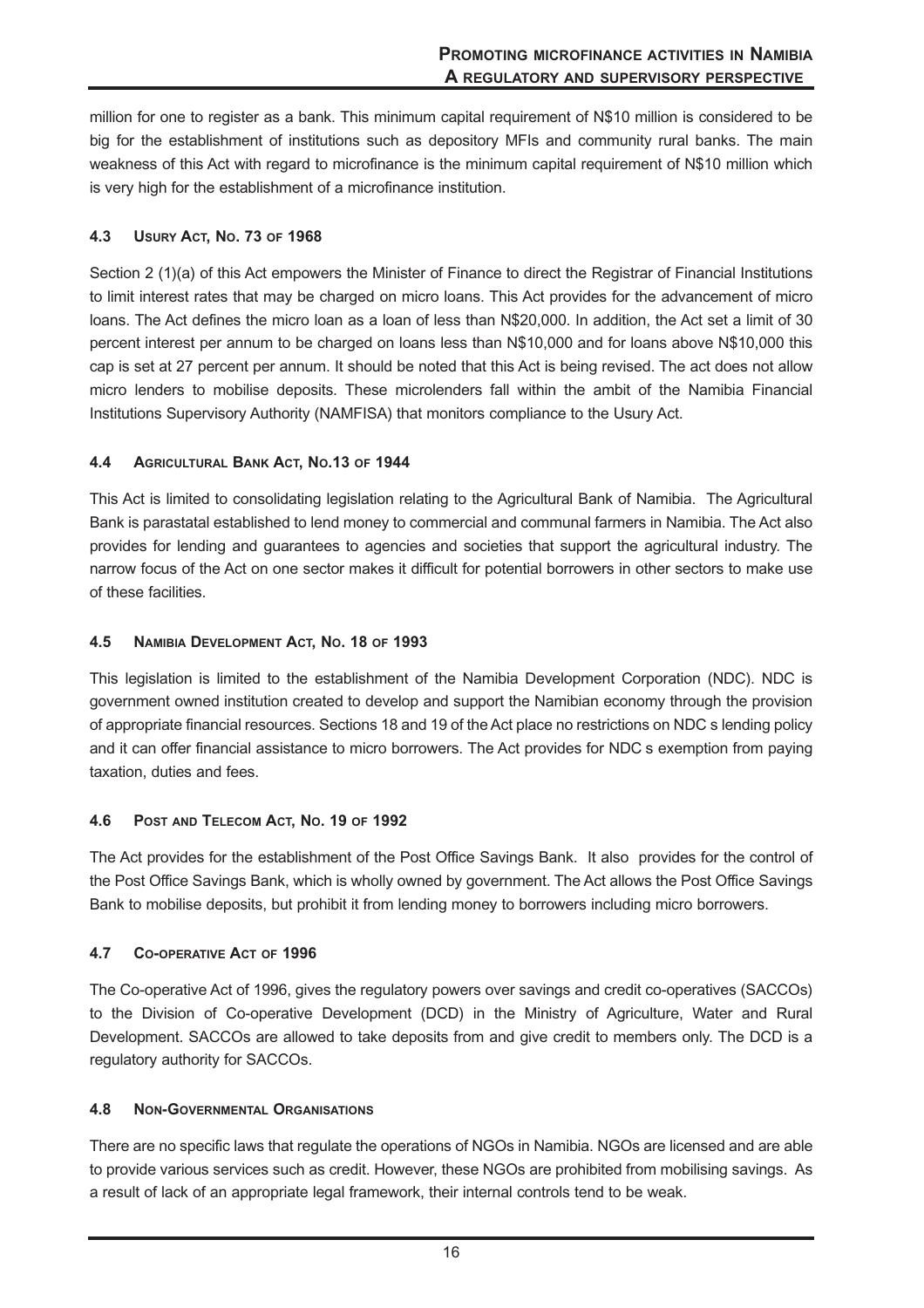million for one to register as a bank. This minimum capital requirement of N$10 million is considered to be big for the establishment of institutions such as depository MFIs and community rural banks. The main weakness of this Act with regard to microfinance is the minimum capital requirement of N$10 million which is very high for the establishment of a microfinance institution.

### 4.3 Usury Act, No. 73 of 1968

Section 2 (1)(a) of this Act empowers the Minister of Finance to direct the Registrar of Financial Institutions to limit interest rates that may be charged on micro loans. This Act provides for the advancement of micro loans. The Act defines the micro loan as a loan of less than N$20,000. In addition, the Act set a limit of 30 percent interest per annum to be charged on loans less than N$10,000 and for loans above N$10,000 this cap is set at 27 percent per annum. It should be noted that this Act is being revised. The act does not allow micro lenders to mobilise deposits. These microlenders fall within the ambit of the Namibia Financial Institutions Supervisory Authority (NAMFISA) that monitors compliance to the Usury Act.

### 4.4 Agricultural Bank Act, No.13 of 1944

This Act is limited to consolidating legislation relating to the Agricultural Bank of Namibia. The Agricultural Bank is parastatal established to lend money to commercial and communal farmers in Namibia. The Act also provides for lending and guarantees to agencies and societies that support the agricultural industry. The narrow focus of the Act on one sector makes it difficult for potential borrowers in other sectors to make use of these facilities.

### 4.5 Namibia Development Act, No. 18 of 1993

This legislation is limited to the establishment of the Namibia Development Corporation (NDC). NDC is government owned institution created to develop and support the Namibian economy through the provision of appropriate financial resources. Sections 18 and 19 of the Act place no restrictions on NDC s lending policy and it can offer financial assistance to micro borrowers. The Act provides for NDC s exemption from paying taxation, duties and fees.

### 4.6 Post and Telecom Act, No. 19 of 1992

The Act provides for the establishment of the Post Office Savings Bank. It also provides for the control of the Post Office Savings Bank, which is wholly owned by government. The Act allows the Post Office Savings Bank to mobilise deposits, but prohibit it from lending money to borrowers including micro borrowers.

### 4.7 Co-operative Act of 1996

The Co-operative Act of 1996, gives the regulatory powers over savings and credit co-operatives (SACCOs) to the Division of Co-operative Development (DCD) in the Ministry of Agriculture, Water and Rural Development. SACCOs are allowed to take deposits from and give credit to members only. The DCD is a regulatory authority for SACCOs.

### 4.8 Non-Governmental Organisations

There are no specific laws that regulate the operations of NGOs in Namibia. NGOs are licensed and are able to provide various services such as credit. However, these NGOs are prohibited from mobilising savings. As a result of lack of an appropriate legal framework, their internal controls tend to be weak.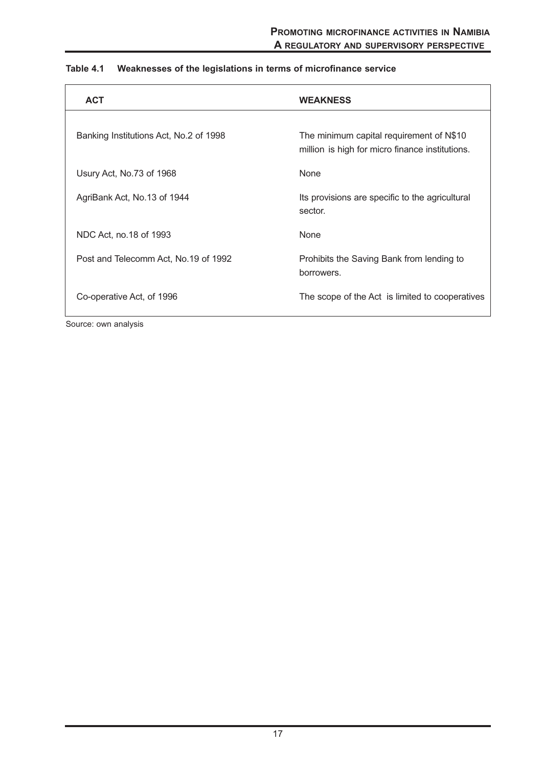**Table 4.1 Weaknesses of the legislations in terms of microfinance service**

| ACT | WEAKNESS |
|---|---|
| Banking Institutions Act, No.2 of 1998 | The minimum capital requirement of N$10 million is high for micro finance institutions. |
| Usury Act, No.73 of 1968 | None |
| AgriBank Act, No.13 of 1944 | Its provisions are specific to the agricultural sector. |
| NDC Act, no.18 of 1993 | None |
| Post and Telecomm Act, No.19 of 1992 | Prohibits the Saving Bank from lending to borrowers. |
| Co-operative Act, of 1996 | The scope of the Act is limited to cooperatives |

Source: own analysis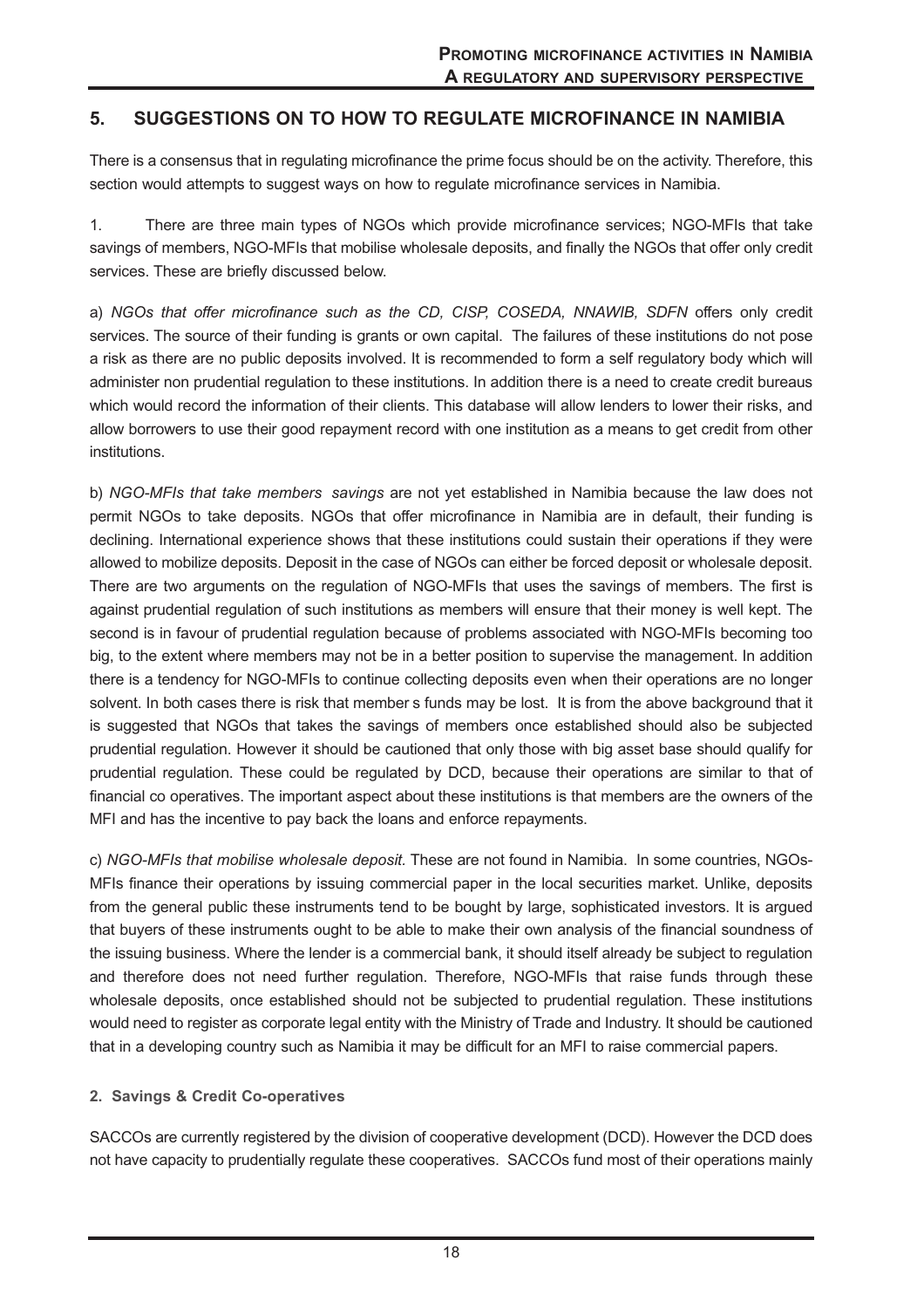## 5. SUGGESTIONS ON TO HOW TO REGULATE MICROFINANCE IN NAMIBIA

There is a consensus that in regulating microfinance the prime focus should be on the activity. Therefore, this section would attempts to suggest ways on how to regulate microfinance services in Namibia.

1. There are three main types of NGOs which provide microfinance services; NGO-MFIs that take savings of members, NGO-MFIs that mobilise wholesale deposits, and finally the NGOs that offer only credit services. These are briefly discussed below.

a) *NGOs that offer microfinance such as the CD, CISP, COSEDA, NNAWIB, SDFN* offers only credit services. The source of their funding is grants or own capital. The failures of these institutions do not pose a risk as there are no public deposits involved. It is recommended to form a self regulatory body which will administer non prudential regulation to these institutions. In addition there is a need to create credit bureaus which would record the information of their clients. This database will allow lenders to lower their risks, and allow borrowers to use their good repayment record with one institution as a means to get credit from other institutions.

b) *NGO-MFIs that take members savings* are not yet established in Namibia because the law does not permit NGOs to take deposits. NGOs that offer microfinance in Namibia are in default, their funding is declining. International experience shows that these institutions could sustain their operations if they were allowed to mobilize deposits. Deposit in the case of NGOs can either be forced deposit or wholesale deposit. There are two arguments on the regulation of NGO-MFIs that uses the savings of members. The first is against prudential regulation of such institutions as members will ensure that their money is well kept. The second is in favour of prudential regulation because of problems associated with NGO-MFIs becoming too big, to the extent where members may not be in a better position to supervise the management. In addition there is a tendency for NGO-MFIs to continue collecting deposits even when their operations are no longer solvent. In both cases there is risk that member s funds may be lost. It is from the above background that it is suggested that NGOs that takes the savings of members once established should also be subjected prudential regulation. However it should be cautioned that only those with big asset base should qualify for prudential regulation. These could be regulated by DCD, because their operations are similar to that of financial co operatives. The important aspect about these institutions is that members are the owners of the MFI and has the incentive to pay back the loans and enforce repayments.

c) *NGO-MFIs that mobilise wholesale deposit.* These are not found in Namibia. In some countries, NGOs-MFIs finance their operations by issuing commercial paper in the local securities market. Unlike, deposits from the general public these instruments tend to be bought by large, sophisticated investors. It is argued that buyers of these instruments ought to be able to make their own analysis of the financial soundness of the issuing business. Where the lender is a commercial bank, it should itself already be subject to regulation and therefore does not need further regulation. Therefore, NGO-MFIs that raise funds through these wholesale deposits, once established should not be subjected to prudential regulation. These institutions would need to register as corporate legal entity with the Ministry of Trade and Industry. It should be cautioned that in a developing country such as Namibia it may be difficult for an MFI to raise commercial papers.

**2. Savings & Credit Co-operatives**

SACCOs are currently registered by the division of cooperative development (DCD). However the DCD does not have capacity to prudentially regulate these cooperatives. SACCOs fund most of their operations mainly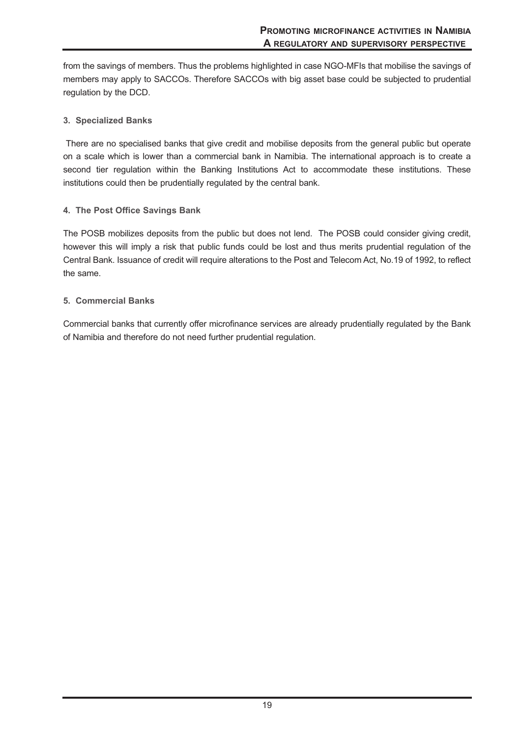from the savings of members. Thus the problems highlighted in case NGO-MFIs that mobilise the savings of members may apply to SACCOs. Therefore SACCOs with big asset base could be subjected to prudential regulation by the DCD.

### 3. Specialized Banks

There are no specialised banks that give credit and mobilise deposits from the general public but operate on a scale which is lower than a commercial bank in Namibia. The international approach is to create a second tier regulation within the Banking Institutions Act to accommodate these institutions. These institutions could then be prudentially regulated by the central bank.

### 4. The Post Office Savings Bank

The POSB mobilizes deposits from the public but does not lend. The POSB could consider giving credit, however this will imply a risk that public funds could be lost and thus merits prudential regulation of the Central Bank. Issuance of credit will require alterations to the Post and Telecom Act, No.19 of 1992, to reflect the same.

### 5. Commercial Banks

Commercial banks that currently offer microfinance services are already prudentially regulated by the Bank of Namibia and therefore do not need further prudential regulation.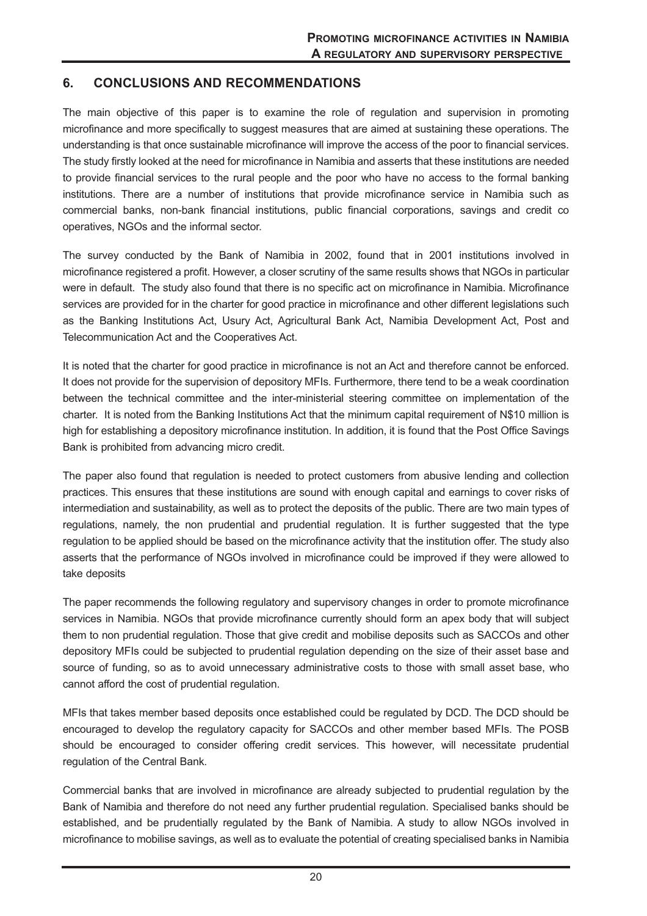## 6. CONCLUSIONS AND RECOMMENDATIONS

The main objective of this paper is to examine the role of regulation and supervision in promoting microfinance and more specifically to suggest measures that are aimed at sustaining these operations. The understanding is that once sustainable microfinance will improve the access of the poor to financial services. The study firstly looked at the need for microfinance in Namibia and asserts that these institutions are needed to provide financial services to the rural people and the poor who have no access to the formal banking institutions. There are a number of institutions that provide microfinance service in Namibia such as commercial banks, non-bank financial institutions, public financial corporations, savings and credit co operatives, NGOs and the informal sector.

The survey conducted by the Bank of Namibia in 2002, found that in 2001 institutions involved in microfinance registered a profit. However, a closer scrutiny of the same results shows that NGOs in particular were in default. The study also found that there is no specific act on microfinance in Namibia. Microfinance services are provided for in the charter for good practice in microfinance and other different legislations such as the Banking Institutions Act, Usury Act, Agricultural Bank Act, Namibia Development Act, Post and Telecommunication Act and the Cooperatives Act.

It is noted that the charter for good practice in microfinance is not an Act and therefore cannot be enforced. It does not provide for the supervision of depository MFIs. Furthermore, there tend to be a weak coordination between the technical committee and the inter-ministerial steering committee on implementation of the charter. It is noted from the Banking Institutions Act that the minimum capital requirement of N$10 million is high for establishing a depository microfinance institution. In addition, it is found that the Post Office Savings Bank is prohibited from advancing micro credit.

The paper also found that regulation is needed to protect customers from abusive lending and collection practices. This ensures that these institutions are sound with enough capital and earnings to cover risks of intermediation and sustainability, as well as to protect the deposits of the public. There are two main types of regulations, namely, the non prudential and prudential regulation. It is further suggested that the type regulation to be applied should be based on the microfinance activity that the institution offer. The study also asserts that the performance of NGOs involved in microfinance could be improved if they were allowed to take deposits

The paper recommends the following regulatory and supervisory changes in order to promote microfinance services in Namibia. NGOs that provide microfinance currently should form an apex body that will subject them to non prudential regulation. Those that give credit and mobilise deposits such as SACCOs and other depository MFIs could be subjected to prudential regulation depending on the size of their asset base and source of funding, so as to avoid unnecessary administrative costs to those with small asset base, who cannot afford the cost of prudential regulation.

MFIs that takes member based deposits once established could be regulated by DCD. The DCD should be encouraged to develop the regulatory capacity for SACCOs and other member based MFIs. The POSB should be encouraged to consider offering credit services. This however, will necessitate prudential regulation of the Central Bank.

Commercial banks that are involved in microfinance are already subjected to prudential regulation by the Bank of Namibia and therefore do not need any further prudential regulation. Specialised banks should be established, and be prudentially regulated by the Bank of Namibia. A study to allow NGOs involved in microfinance to mobilise savings, as well as to evaluate the potential of creating specialised banks in Namibia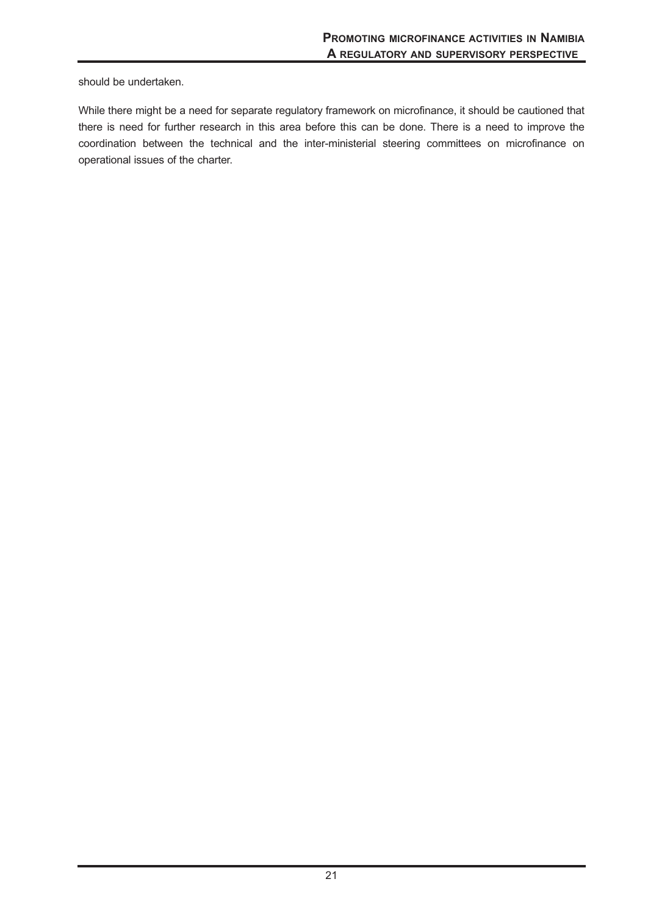should be undertaken.

While there might be a need for separate regulatory framework on microfinance, it should be cautioned that there is need for further research in this area before this can be done. There is a need to improve the coordination between the technical and the inter-ministerial steering committees on microfinance on operational issues of the charter.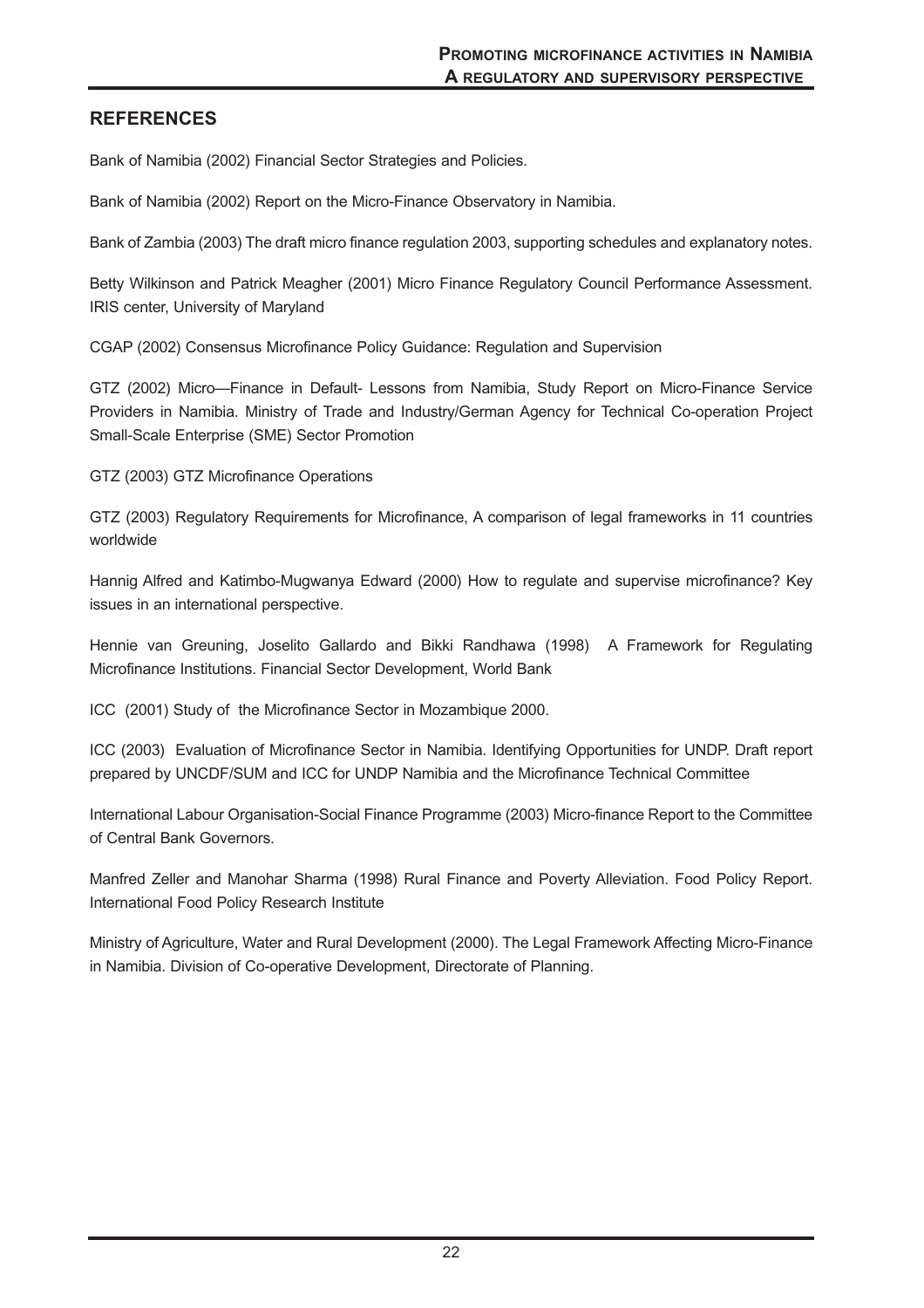## REFERENCES

Bank of Namibia (2002) Financial Sector Strategies and Policies.

Bank of Namibia (2002) Report on the Micro-Finance Observatory in Namibia.

Bank of Zambia (2003) The draft micro finance regulation 2003, supporting schedules and explanatory notes.

Betty Wilkinson and Patrick Meagher (2001) Micro Finance Regulatory Council Performance Assessment. IRIS center, University of Maryland

CGAP (2002) Consensus Microfinance Policy Guidance: Regulation and Supervision

GTZ (2002) Micro—Finance in Default- Lessons from Namibia, Study Report on Micro-Finance Service Providers in Namibia. Ministry of Trade and Industry/German Agency for Technical Co-operation Project Small-Scale Enterprise (SME) Sector Promotion

GTZ (2003) GTZ Microfinance Operations

GTZ (2003) Regulatory Requirements for Microfinance, A comparison of legal frameworks in 11 countries worldwide

Hannig Alfred and Katimbo-Mugwanya Edward (2000) How to regulate and supervise microfinance? Key issues in an international perspective.

Hennie van Greuning, Joselito Gallardo and Bikki Randhawa (1998) A Framework for Regulating Microfinance Institutions. Financial Sector Development, World Bank

ICC (2001) Study of the Microfinance Sector in Mozambique 2000.

ICC (2003) Evaluation of Microfinance Sector in Namibia. Identifying Opportunities for UNDP. Draft report prepared by UNCDF/SUM and ICC for UNDP Namibia and the Microfinance Technical Committee

International Labour Organisation-Social Finance Programme (2003) Micro-finance Report to the Committee of Central Bank Governors.

Manfred Zeller and Manohar Sharma (1998) Rural Finance and Poverty Alleviation. Food Policy Report. International Food Policy Research Institute

Ministry of Agriculture, Water and Rural Development (2000). The Legal Framework Affecting Micro-Finance in Namibia. Division of Co-operative Development, Directorate of Planning.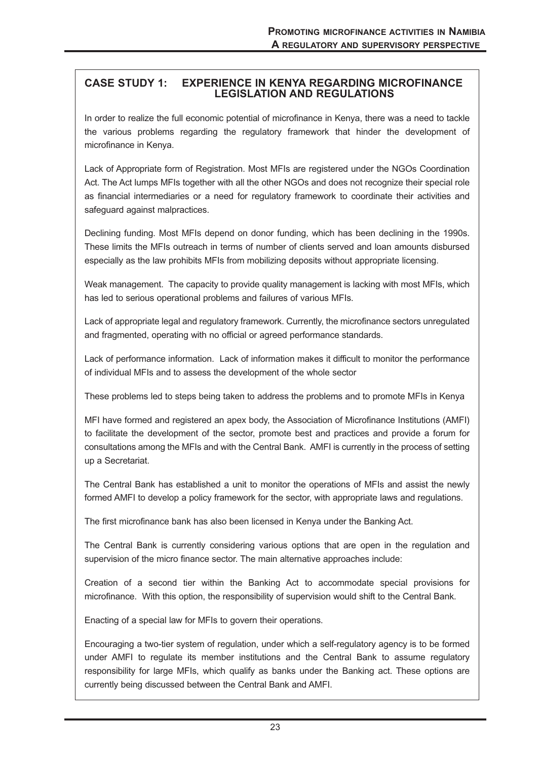## CASE STUDY 1: EXPERIENCE IN KENYA REGARDING MICROFINANCE LEGISLATION AND REGULATIONS

In order to realize the full economic potential of microfinance in Kenya, there was a need to tackle the various problems regarding the regulatory framework that hinder the development of microfinance in Kenya.

Lack of Appropriate form of Registration. Most MFIs are registered under the NGOs Coordination Act. The Act lumps MFIs together with all the other NGOs and does not recognize their special role as financial intermediaries or a need for regulatory framework to coordinate their activities and safeguard against malpractices.

Declining funding. Most MFIs depend on donor funding, which has been declining in the 1990s. These limits the MFIs outreach in terms of number of clients served and loan amounts disbursed especially as the law prohibits MFIs from mobilizing deposits without appropriate licensing.

Weak management. The capacity to provide quality management is lacking with most MFIs, which has led to serious operational problems and failures of various MFIs.

Lack of appropriate legal and regulatory framework. Currently, the microfinance sectors unregulated and fragmented, operating with no official or agreed performance standards.

Lack of performance information. Lack of information makes it difficult to monitor the performance of individual MFIs and to assess the development of the whole sector

These problems led to steps being taken to address the problems and to promote MFIs in Kenya

MFI have formed and registered an apex body, the Association of Microfinance Institutions (AMFI) to facilitate the development of the sector, promote best and practices and provide a forum for consultations among the MFIs and with the Central Bank. AMFI is currently in the process of setting up a Secretariat.

The Central Bank has established a unit to monitor the operations of MFIs and assist the newly formed AMFI to develop a policy framework for the sector, with appropriate laws and regulations.

The first microfinance bank has also been licensed in Kenya under the Banking Act.

The Central Bank is currently considering various options that are open in the regulation and supervision of the micro finance sector. The main alternative approaches include:

Creation of a second tier within the Banking Act to accommodate special provisions for microfinance. With this option, the responsibility of supervision would shift to the Central Bank.

Enacting of a special law for MFIs to govern their operations.

Encouraging a two-tier system of regulation, under which a self-regulatory agency is to be formed under AMFI to regulate its member institutions and the Central Bank to assume regulatory responsibility for large MFIs, which qualify as banks under the Banking act. These options are currently being discussed between the Central Bank and AMFI.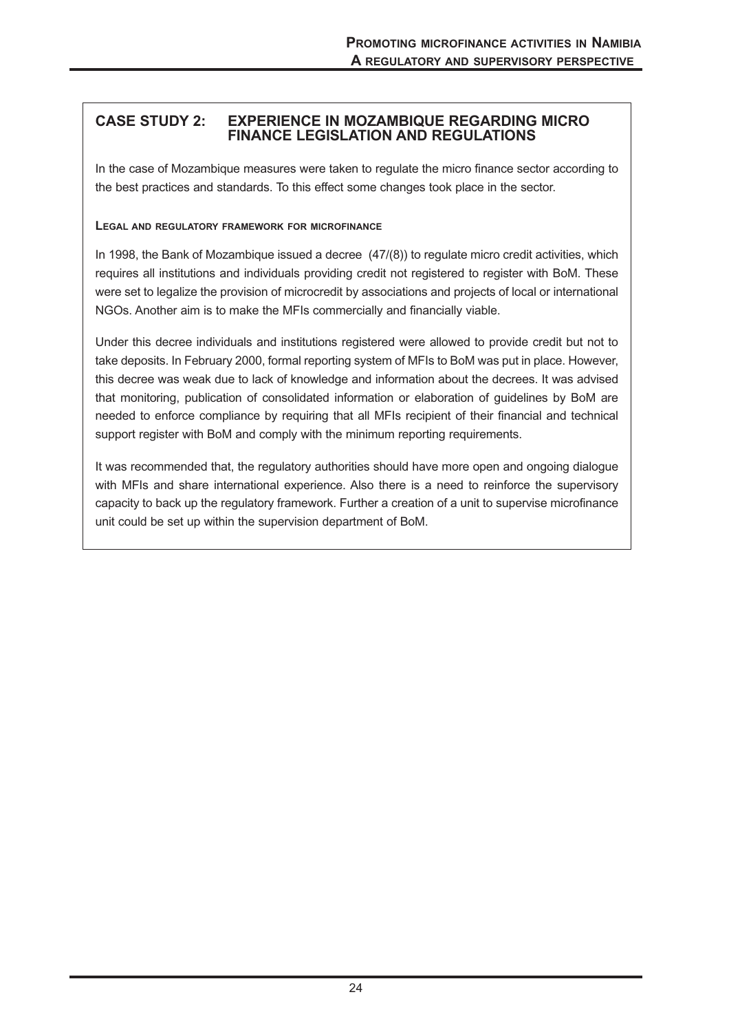## CASE STUDY 2: EXPERIENCE IN MOZAMBIQUE REGARDING MICRO FINANCE LEGISLATION AND REGULATIONS

In the case of Mozambique measures were taken to regulate the micro finance sector according to the best practices and standards. To this effect some changes took place in the sector.

#### Legal and regulatory framework for microfinance

In 1998, the Bank of Mozambique issued a decree (47/(8)) to regulate micro credit activities, which requires all institutions and individuals providing credit not registered to register with BoM. These were set to legalize the provision of microcredit by associations and projects of local or international NGOs. Another aim is to make the MFIs commercially and financially viable.

Under this decree individuals and institutions registered were allowed to provide credit but not to take deposits. In February 2000, formal reporting system of MFIs to BoM was put in place. However, this decree was weak due to lack of knowledge and information about the decrees. It was advised that monitoring, publication of consolidated information or elaboration of guidelines by BoM are needed to enforce compliance by requiring that all MFIs recipient of their financial and technical support register with BoM and comply with the minimum reporting requirements.

It was recommended that, the regulatory authorities should have more open and ongoing dialogue with MFIs and share international experience. Also there is a need to reinforce the supervisory capacity to back up the regulatory framework. Further a creation of a unit to supervise microfinance unit could be set up within the supervision department of BoM.